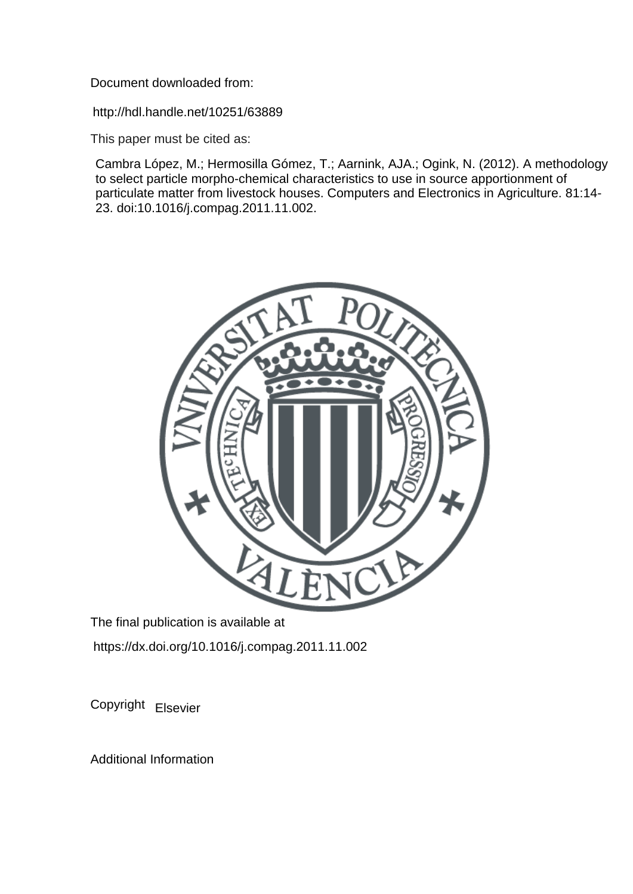Document downloaded from:

http://hdl.handle.net/10251/63889

This paper must be cited as:

Cambra López, M.; Hermosilla Gómez, T.; Aarnink, AJA.; Ogink, N. (2012). A methodology to select particle morpho-chemical characteristics to use in source apportionment of particulate matter from livestock houses. Computers and Electronics in Agriculture. 81:14-23. doi:10.1016/j.compag.2011.11.002.

The final publication is available at

https://dx.doi.org/10.1016/j.compag.2011.11.002

Copyright Elsevier

Additional Information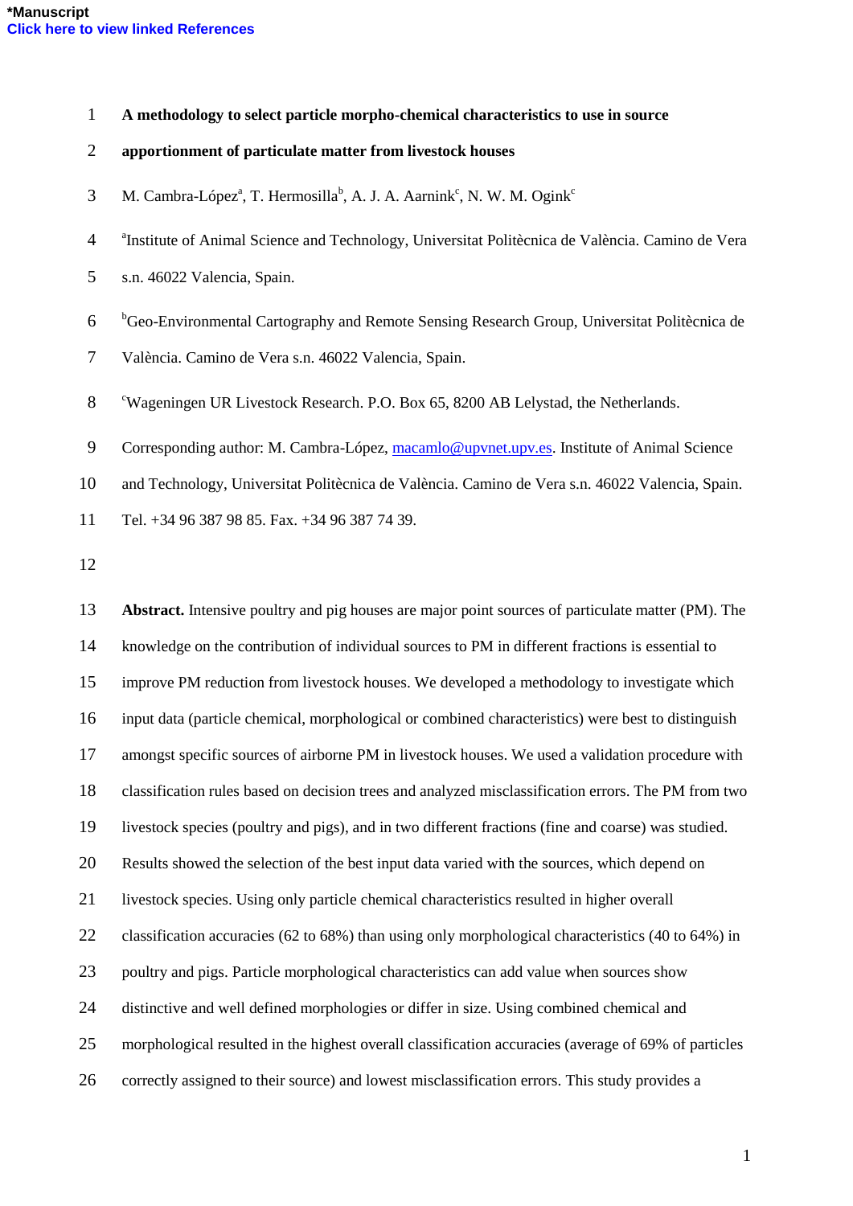*Manuscript
Click here to view linked References

**A methodology to select particle morpho-chemical characteristics to use in source apportionment of particulate matter from livestock houses**

M. Cambra-López[a], T. Hermosilla[b], A. J. A. Aarnink[c], N. W. M. Ogink[c]

[a]Institute of Animal Science and Technology, Universitat Politècnica de València. Camino de Vera s.n. 46022 Valencia, Spain.

[b]Geo-Environmental Cartography and Remote Sensing Research Group, Universitat Politècnica de València. Camino de Vera s.n. 46022 Valencia, Spain.

[c]Wageningen UR Livestock Research. P.O. Box 65, 8200 AB Lelystad, the Netherlands.

Corresponding author: M. Cambra-López, macamlo@upvnet.upv.es. Institute of Animal Science and Technology, Universitat Politècnica de València. Camino de Vera s.n. 46022 Valencia, Spain. Tel. +34 96 387 98 85. Fax. +34 96 387 74 39.

**Abstract.** Intensive poultry and pig houses are major point sources of particulate matter (PM). The knowledge on the contribution of individual sources to PM in different fractions is essential to improve PM reduction from livestock houses. We developed a methodology to investigate which input data (particle chemical, morphological or combined characteristics) were best to distinguish amongst specific sources of airborne PM in livestock houses. We used a validation procedure with classification rules based on decision trees and analyzed misclassification errors. The PM from two livestock species (poultry and pigs), and in two different fractions (fine and coarse) was studied. Results showed the selection of the best input data varied with the sources, which depend on livestock species. Using only particle chemical characteristics resulted in higher overall classification accuracies (62 to 68%) than using only morphological characteristics (40 to 64%) in poultry and pigs. Particle morphological characteristics can add value when sources show distinctive and well defined morphologies or differ in size. Using combined chemical and morphological resulted in the highest overall classification accuracies (average of 69% of particles correctly assigned to their source) and lowest misclassification errors. This study provides a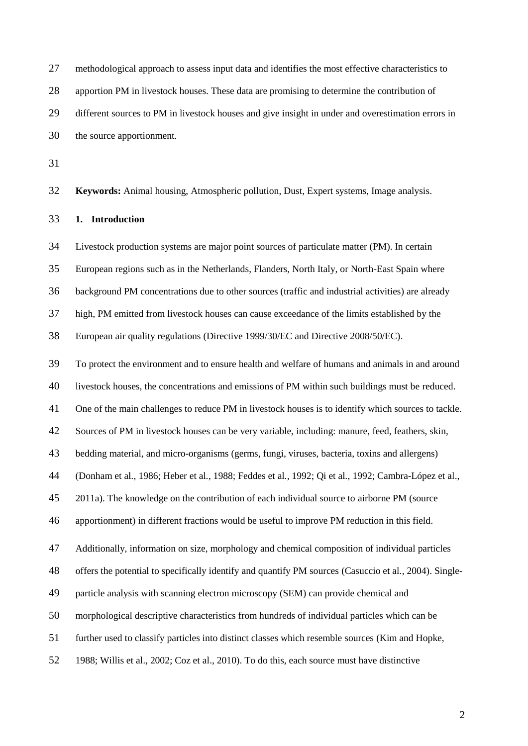methodological approach to assess input data and identifies the most effective characteristics to apportion PM in livestock houses. These data are promising to determine the contribution of different sources to PM in livestock houses and give insight in under and overestimation errors in the source apportionment.

**Keywords:** Animal housing, Atmospheric pollution, Dust, Expert systems, Image analysis.

## 1. Introduction

Livestock production systems are major point sources of particulate matter (PM). In certain European regions such as in the Netherlands, Flanders, North Italy, or North-East Spain where background PM concentrations due to other sources (traffic and industrial activities) are already high, PM emitted from livestock houses can cause exceedance of the limits established by the European air quality regulations (Directive 1999/30/EC and Directive 2008/50/EC).

To protect the environment and to ensure health and welfare of humans and animals in and around livestock houses, the concentrations and emissions of PM within such buildings must be reduced. One of the main challenges to reduce PM in livestock houses is to identify which sources to tackle. Sources of PM in livestock houses can be very variable, including: manure, feed, feathers, skin, bedding material, and micro-organisms (germs, fungi, viruses, bacteria, toxins and allergens) (Donham et al., 1986; Heber et al., 1988; Feddes et al., 1992; Qi et al., 1992; Cambra-López et al., 2011a). The knowledge on the contribution of each individual source to airborne PM (source apportionment) in different fractions would be useful to improve PM reduction in this field.

Additionally, information on size, morphology and chemical composition of individual particles offers the potential to specifically identify and quantify PM sources (Casuccio et al., 2004). Single-particle analysis with scanning electron microscopy (SEM) can provide chemical and morphological descriptive characteristics from hundreds of individual particles which can be further used to classify particles into distinct classes which resemble sources (Kim and Hopke, 1988; Willis et al., 2002; Coz et al., 2010). To do this, each source must have distinctive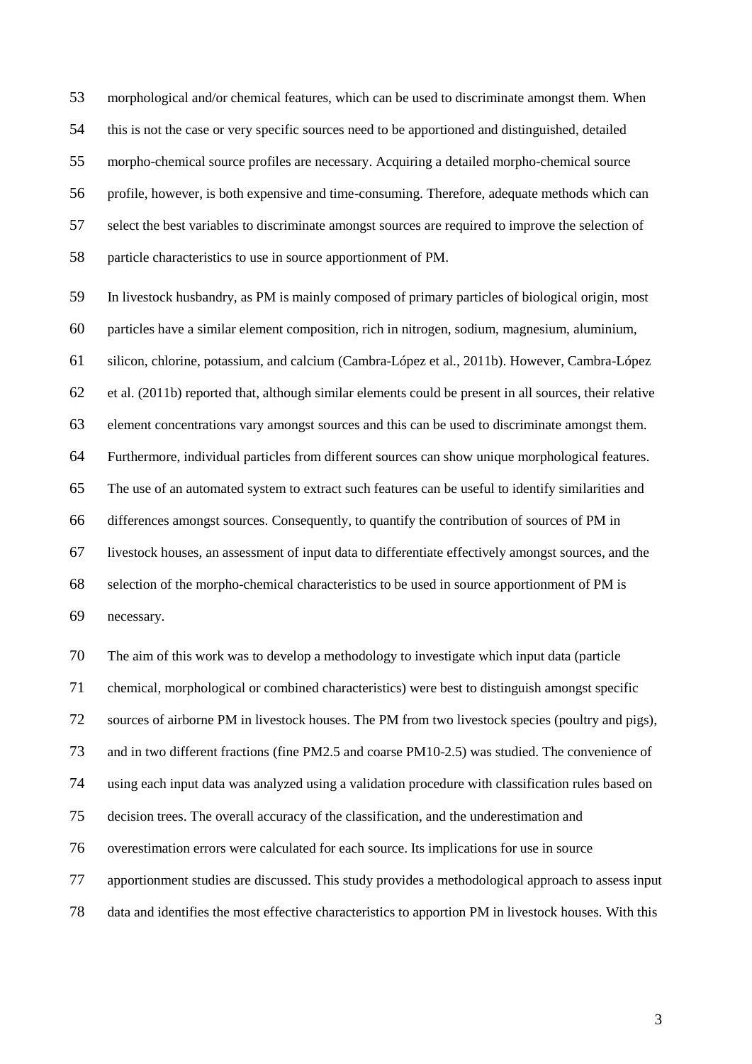morphological and/or chemical features, which can be used to discriminate amongst them. When this is not the case or very specific sources need to be apportioned and distinguished, detailed morpho-chemical source profiles are necessary. Acquiring a detailed morpho-chemical source profile, however, is both expensive and time-consuming. Therefore, adequate methods which can select the best variables to discriminate amongst sources are required to improve the selection of particle characteristics to use in source apportionment of PM.

In livestock husbandry, as PM is mainly composed of primary particles of biological origin, most particles have a similar element composition, rich in nitrogen, sodium, magnesium, aluminium, silicon, chlorine, potassium, and calcium (Cambra-López et al., 2011b). However, Cambra-López et al. (2011b) reported that, although similar elements could be present in all sources, their relative element concentrations vary amongst sources and this can be used to discriminate amongst them. Furthermore, individual particles from different sources can show unique morphological features. The use of an automated system to extract such features can be useful to identify similarities and differences amongst sources. Consequently, to quantify the contribution of sources of PM in livestock houses, an assessment of input data to differentiate effectively amongst sources, and the selection of the morpho-chemical characteristics to be used in source apportionment of PM is necessary.

The aim of this work was to develop a methodology to investigate which input data (particle chemical, morphological or combined characteristics) were best to distinguish amongst specific sources of airborne PM in livestock houses. The PM from two livestock species (poultry and pigs), and in two different fractions (fine PM2.5 and coarse PM10-2.5) was studied. The convenience of using each input data was analyzed using a validation procedure with classification rules based on decision trees. The overall accuracy of the classification, and the underestimation and overestimation errors were calculated for each source. Its implications for use in source apportionment studies are discussed. This study provides a methodological approach to assess input data and identifies the most effective characteristics to apportion PM in livestock houses. With this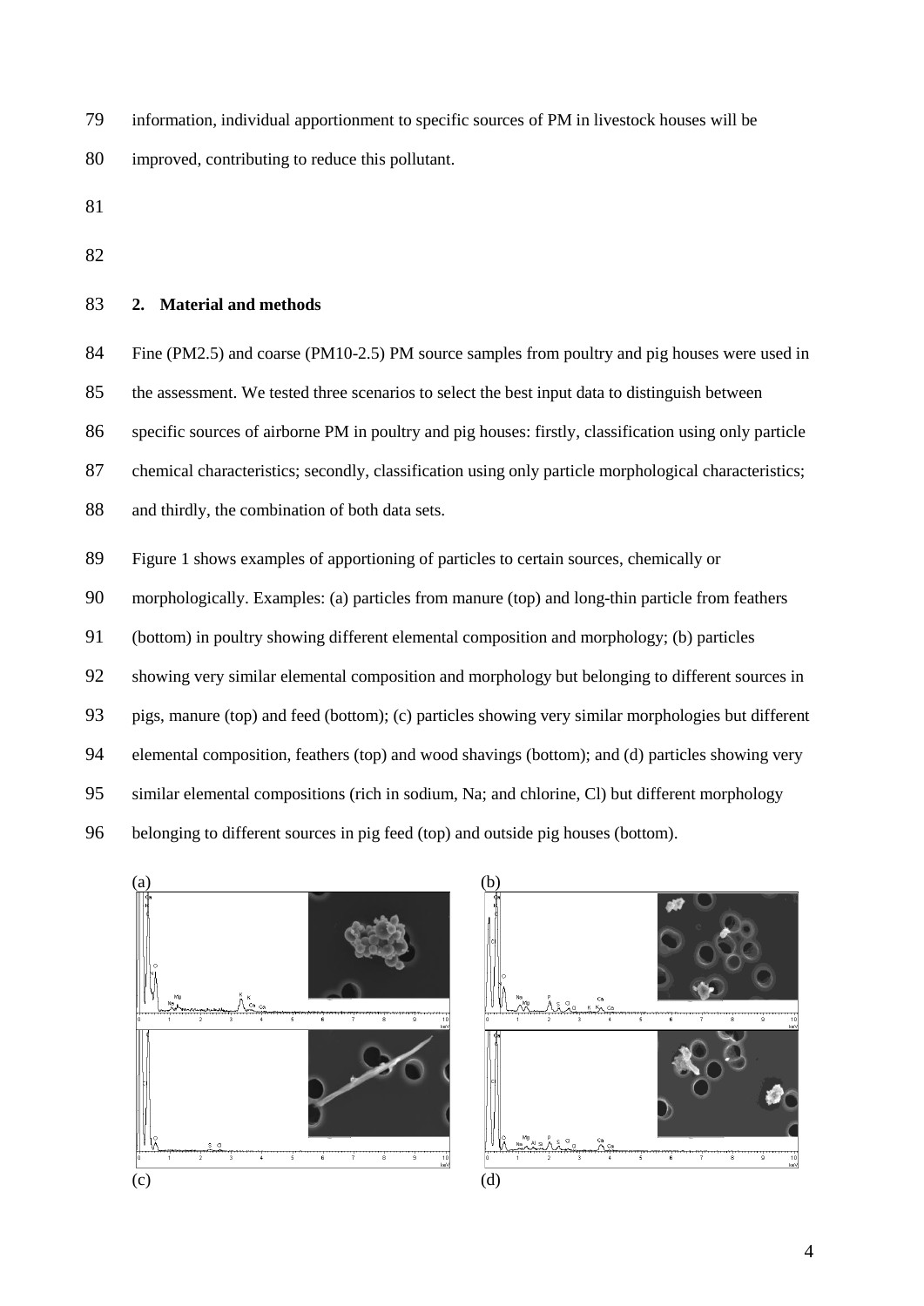information, individual apportionment to specific sources of PM in livestock houses will be improved, contributing to reduce this pollutant.

## 2. Material and methods

Fine (PM2.5) and coarse (PM10-2.5) PM source samples from poultry and pig houses were used in the assessment. We tested three scenarios to select the best input data to distinguish between specific sources of airborne PM in poultry and pig houses: firstly, classification using only particle chemical characteristics; secondly, classification using only particle morphological characteristics; and thirdly, the combination of both data sets.

Figure 1 shows examples of apportioning of particles to certain sources, chemically or morphologically. Examples: (a) particles from manure (top) and long-thin particle from feathers (bottom) in poultry showing different elemental composition and morphology; (b) particles showing very similar elemental composition and morphology but belonging to different sources in pigs, manure (top) and feed (bottom); (c) particles showing very similar morphologies but different elemental composition, feathers (top) and wood shavings (bottom); and (d) particles showing very similar elemental compositions (rich in sodium, Na; and chlorine, Cl) but different morphology belonging to different sources in pig feed (top) and outside pig houses (bottom).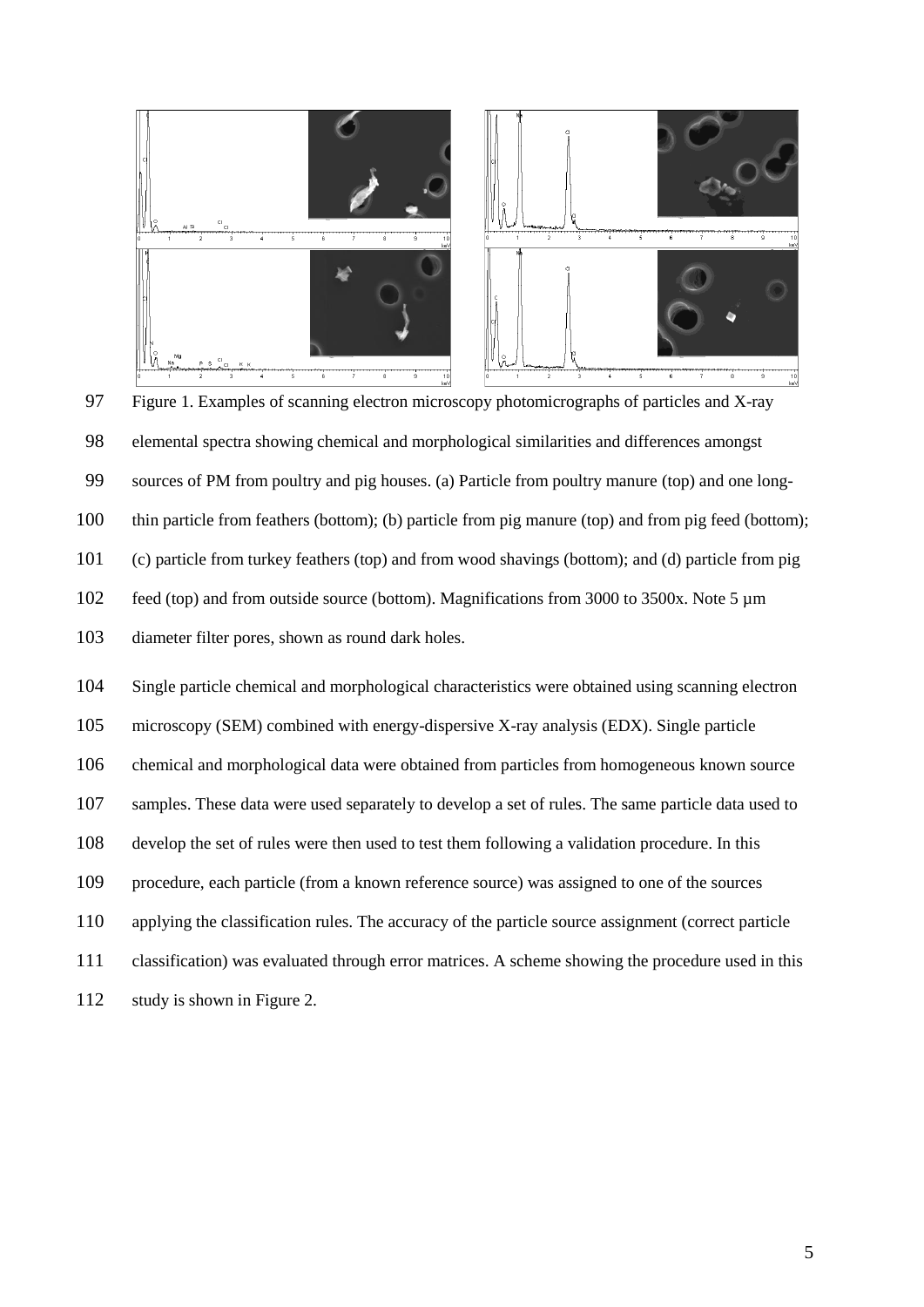Figure 1. Examples of scanning electron microscopy photomicrographs of particles and X-ray elemental spectra showing chemical and morphological similarities and differences amongst sources of PM from poultry and pig houses. (a) Particle from poultry manure (top) and one long-thin particle from feathers (bottom); (b) particle from pig manure (top) and from pig feed (bottom); (c) particle from turkey feathers (top) and from wood shavings (bottom); and (d) particle from pig feed (top) and from outside source (bottom). Magnifications from 3000 to 3500x. Note 5 µm diameter filter pores, shown as round dark holes.

Single particle chemical and morphological characteristics were obtained using scanning electron microscopy (SEM) combined with energy-dispersive X-ray analysis (EDX). Single particle chemical and morphological data were obtained from particles from homogeneous known source samples. These data were used separately to develop a set of rules. The same particle data used to develop the set of rules were then used to test them following a validation procedure. In this procedure, each particle (from a known reference source) was assigned to one of the sources applying the classification rules. The accuracy of the particle source assignment (correct particle classification) was evaluated through error matrices. A scheme showing the procedure used in this study is shown in Figure 2.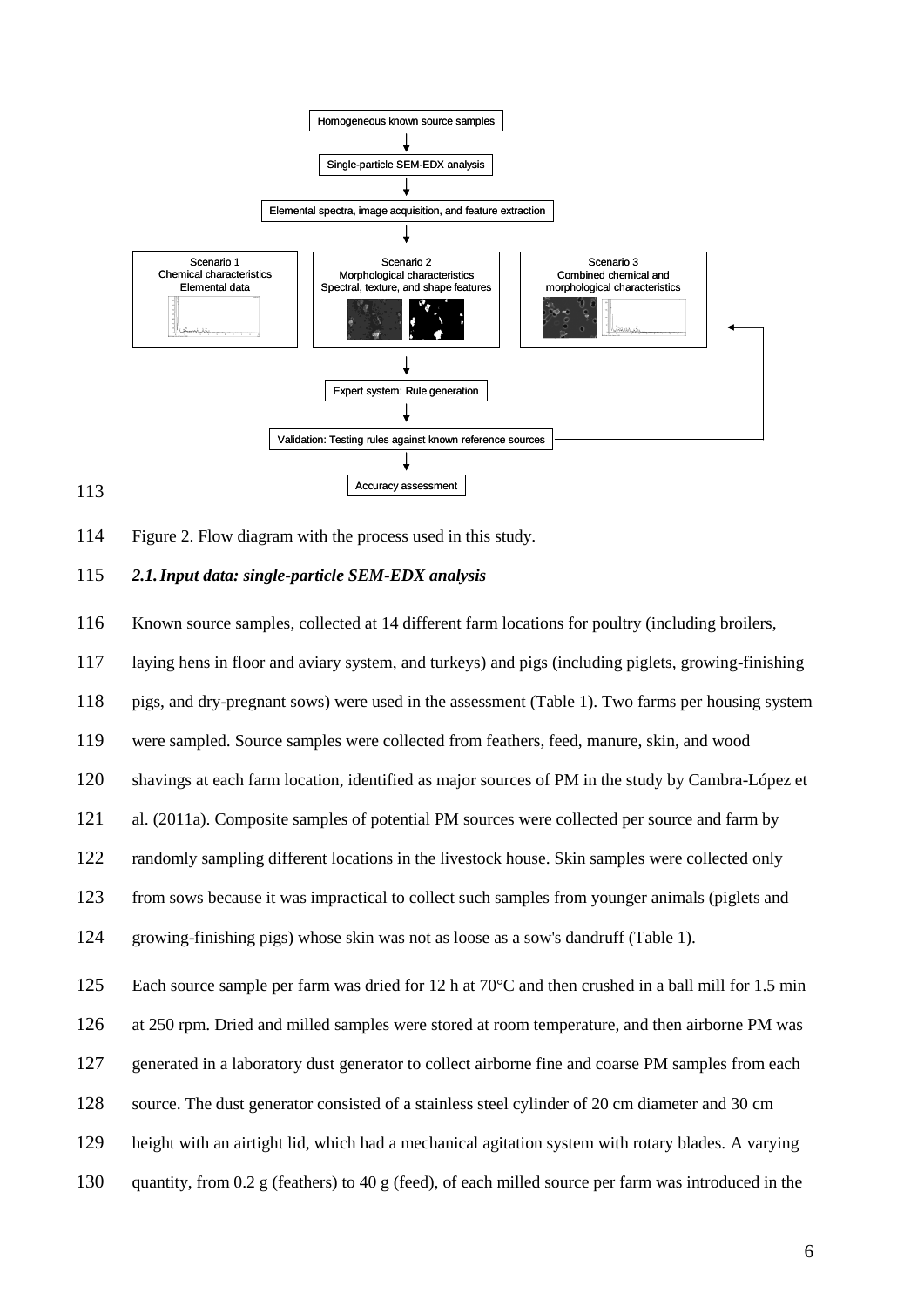Figure 2. Flow diagram with the process used in this study.

### *2.1. Input data: single-particle SEM-EDX analysis*

Known source samples, collected at 14 different farm locations for poultry (including broilers, laying hens in floor and aviary system, and turkeys) and pigs (including piglets, growing-finishing pigs, and dry-pregnant sows) were used in the assessment (Table 1). Two farms per housing system were sampled. Source samples were collected from feathers, feed, manure, skin, and wood shavings at each farm location, identified as major sources of PM in the study by Cambra-López et al. (2011a). Composite samples of potential PM sources were collected per source and farm by randomly sampling different locations in the livestock house. Skin samples were collected only from sows because it was impractical to collect such samples from younger animals (piglets and growing-finishing pigs) whose skin was not as loose as a sow's dandruff (Table 1).

Each source sample per farm was dried for 12 h at 70°C and then crushed in a ball mill for 1.5 min at 250 rpm. Dried and milled samples were stored at room temperature, and then airborne PM was generated in a laboratory dust generator to collect airborne fine and coarse PM samples from each source. The dust generator consisted of a stainless steel cylinder of 20 cm diameter and 30 cm height with an airtight lid, which had a mechanical agitation system with rotary blades. A varying quantity, from 0.2 g (feathers) to 40 g (feed), of each milled source per farm was introduced in the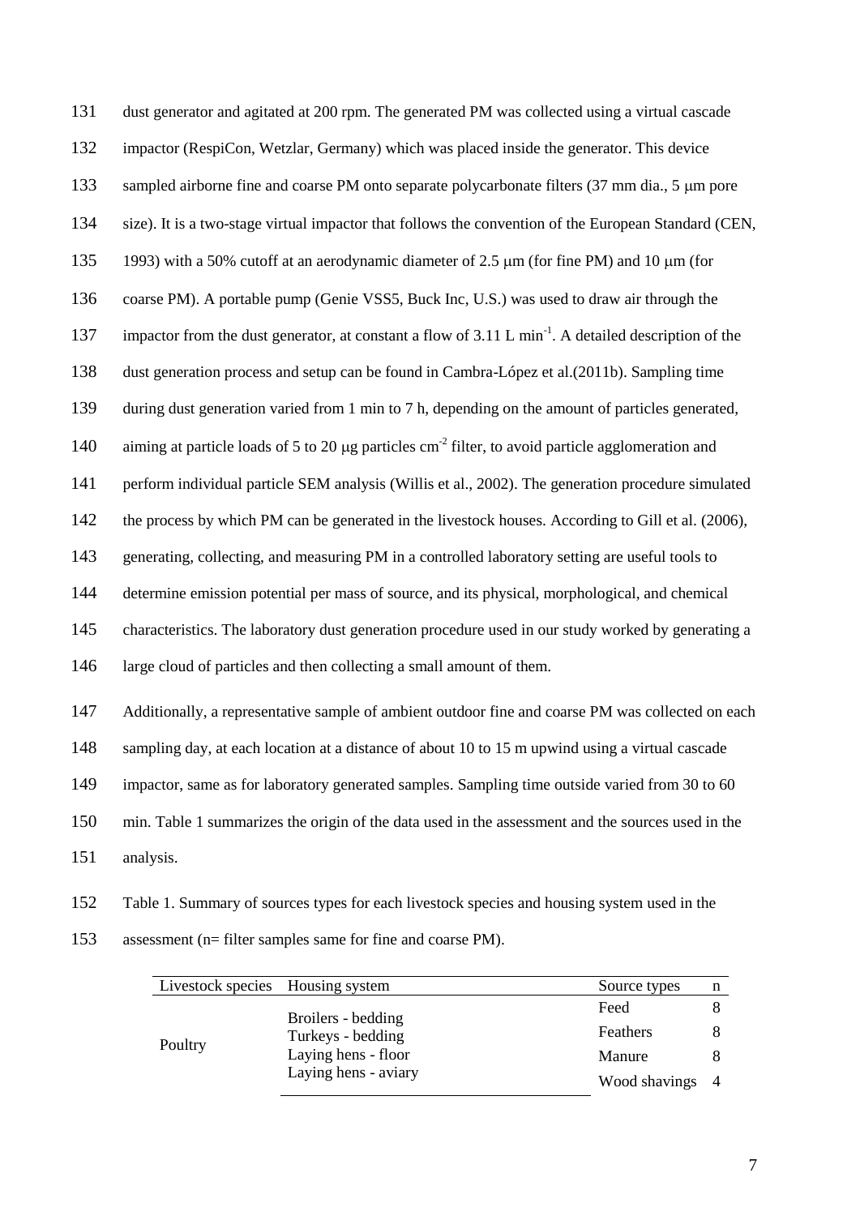dust generator and agitated at 200 rpm. The generated PM was collected using a virtual cascade impactor (RespiCon, Wetzlar, Germany) which was placed inside the generator. This device sampled airborne fine and coarse PM onto separate polycarbonate filters (37 mm dia., 5 μm pore size). It is a two-stage virtual impactor that follows the convention of the European Standard (CEN, 1993) with a 50% cutoff at an aerodynamic diameter of 2.5 μm (for fine PM) and 10 μm (for coarse PM). A portable pump (Genie VSS5, Buck Inc, U.S.) was used to draw air through the impactor from the dust generator, at constant a flow of 3.11 L $min^{-1}$. A detailed description of the dust generation process and setup can be found in Cambra-López et al.(2011b). Sampling time during dust generation varied from 1 min to 7 h, depending on the amount of particles generated, aiming at particle loads of 5 to 20 μg particles $cm^{-2}$ filter, to avoid particle agglomeration and perform individual particle SEM analysis (Willis et al., 2002). The generation procedure simulated the process by which PM can be generated in the livestock houses. According to Gill et al. (2006), generating, collecting, and measuring PM in a controlled laboratory setting are useful tools to determine emission potential per mass of source, and its physical, morphological, and chemical characteristics. The laboratory dust generation procedure used in our study worked by generating a large cloud of particles and then collecting a small amount of them.

Additionally, a representative sample of ambient outdoor fine and coarse PM was collected on each sampling day, at each location at a distance of about 10 to 15 m upwind using a virtual cascade impactor, same as for laboratory generated samples. Sampling time outside varied from 30 to 60 min. Table 1 summarizes the origin of the data used in the assessment and the sources used in the analysis.

Table 1. Summary of sources types for each livestock species and housing system used in the assessment (n= filter samples same for fine and coarse PM).

| Livestock species | Housing system | Source types | n |
|---|---|---|---|
| Poultry | Broilers - bedding<br>Turkeys - bedding<br>Laying hens - floor<br>Laying hens - aviary | Feed | 8 |
| | | Feathers | 8 |
| | | Manure | 8 |
| | | Wood shavings | 4 |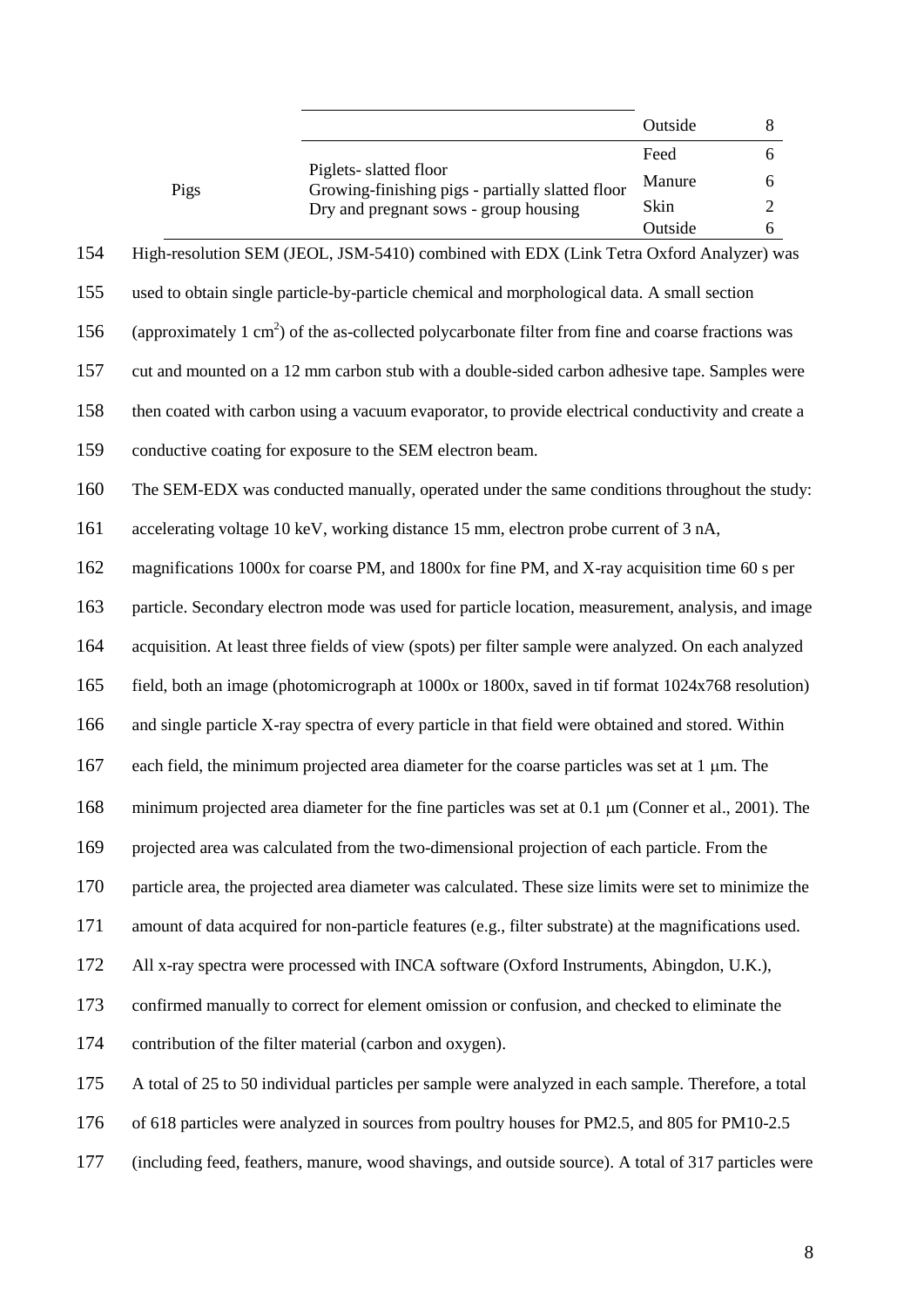| | | | |
|---|---|---|---|
| | | Outside | 8 |
| Pigs | Piglets- slatted floor<br>Growing-finishing pigs - partially slatted floor<br>Dry and pregnant sows - group housing | Feed | 6 |
| | | Manure | 6 |
| | | Skin | 2 |
| | | Outside | 6 |

154 High-resolution SEM (JEOL, JSM-5410) combined with EDX (Link Tetra Oxford Analyzer) was
155 used to obtain single particle-by-particle chemical and morphological data. A small section
156 (approximately 1 $cm^2$) of the as-collected polycarbonate filter from fine and coarse fractions was
157 cut and mounted on a 12 mm carbon stub with a double-sided carbon adhesive tape. Samples were
158 then coated with carbon using a vacuum evaporator, to provide electrical conductivity and create a
159 conductive coating for exposure to the SEM electron beam.

160 The SEM-EDX was conducted manually, operated under the same conditions throughout the study:
161 accelerating voltage 10 keV, working distance 15 mm, electron probe current of 3 nA,
162 magnifications 1000x for coarse PM, and 1800x for fine PM, and X-ray acquisition time 60 s per
163 particle. Secondary electron mode was used for particle location, measurement, analysis, and image
164 acquisition. At least three fields of view (spots) per filter sample were analyzed. On each analyzed
165 field, both an image (photomicrograph at 1000x or 1800x, saved in tif format 1024x768 resolution)
166 and single particle X-ray spectra of every particle in that field were obtained and stored. Within
167 each field, the minimum projected area diameter for the coarse particles was set at 1 μm. The
168 minimum projected area diameter for the fine particles was set at 0.1 μm (Conner et al., 2001). The
169 projected area was calculated from the two-dimensional projection of each particle. From the
170 particle area, the projected area diameter was calculated. These size limits were set to minimize the
171 amount of data acquired for non-particle features (e.g., filter substrate) at the magnifications used.
172 All x-ray spectra were processed with INCA software (Oxford Instruments, Abingdon, U.K.),
173 confirmed manually to correct for element omission or confusion, and checked to eliminate the
174 contribution of the filter material (carbon and oxygen).

175 A total of 25 to 50 individual particles per sample were analyzed in each sample. Therefore, a total
176 of 618 particles were analyzed in sources from poultry houses for PM2.5, and 805 for PM10-2.5
177 (including feed, feathers, manure, wood shavings, and outside source). A total of 317 particles were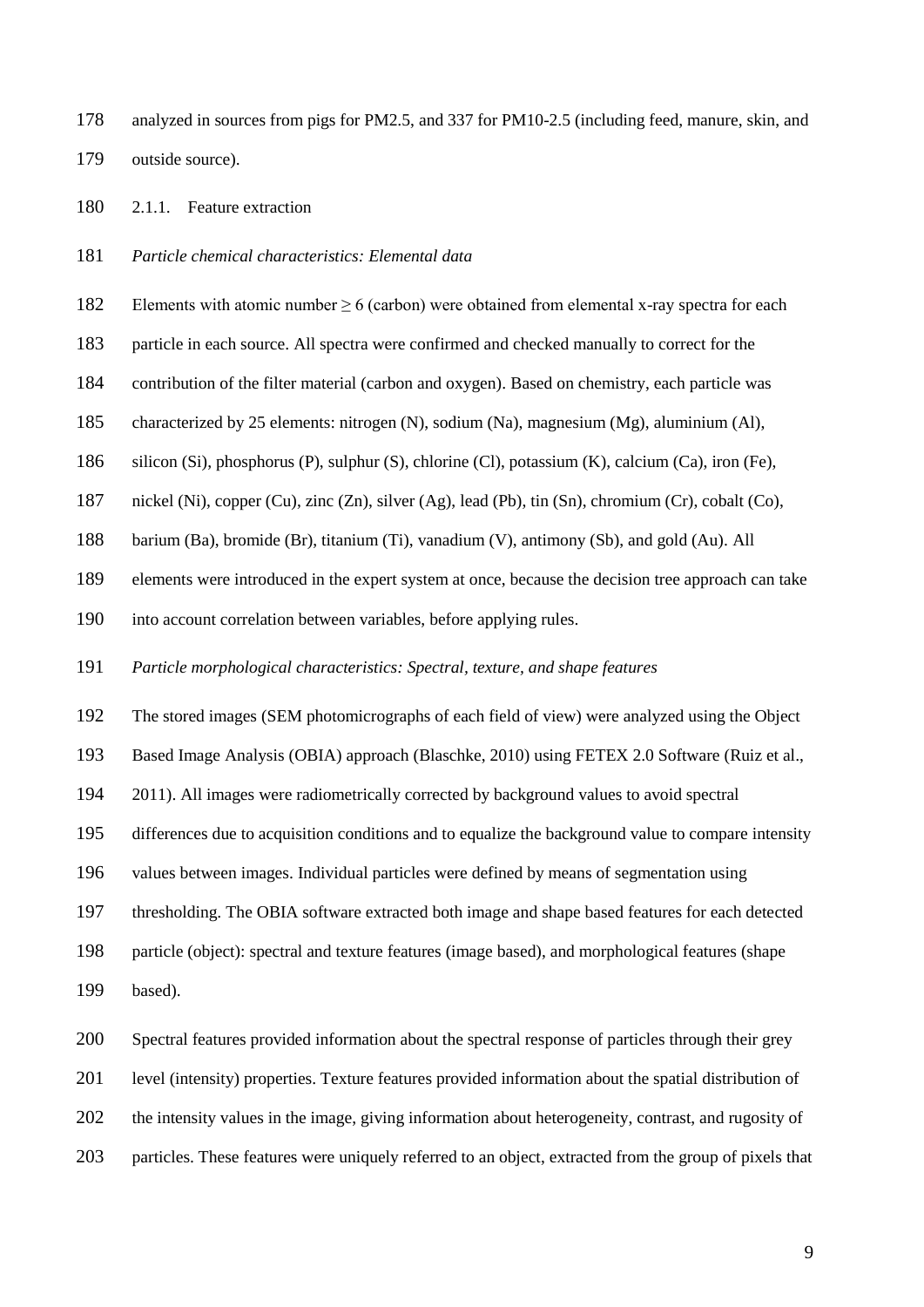analyzed in sources from pigs for PM2.5, and 337 for PM10-2.5 (including feed, manure, skin, and outside source).

### 2.1.1. Feature extraction

*Particle chemical characteristics: Elemental data*

Elements with atomic number ≥ 6 (carbon) were obtained from elemental x-ray spectra for each particle in each source. All spectra were confirmed and checked manually to correct for the contribution of the filter material (carbon and oxygen). Based on chemistry, each particle was characterized by 25 elements: nitrogen (N), sodium (Na), magnesium (Mg), aluminium (Al), silicon (Si), phosphorus (P), sulphur (S), chlorine (Cl), potassium (K), calcium (Ca), iron (Fe), nickel (Ni), copper (Cu), zinc (Zn), silver (Ag), lead (Pb), tin (Sn), chromium (Cr), cobalt (Co), barium (Ba), bromide (Br), titanium (Ti), vanadium (V), antimony (Sb), and gold (Au). All elements were introduced in the expert system at once, because the decision tree approach can take into account correlation between variables, before applying rules.

*Particle morphological characteristics: Spectral, texture, and shape features*

The stored images (SEM photomicrographs of each field of view) were analyzed using the Object Based Image Analysis (OBIA) approach (Blaschke, 2010) using FETEX 2.0 Software (Ruiz et al., 2011). All images were radiometrically corrected by background values to avoid spectral differences due to acquisition conditions and to equalize the background value to compare intensity values between images. Individual particles were defined by means of segmentation using thresholding. The OBIA software extracted both image and shape based features for each detected particle (object): spectral and texture features (image based), and morphological features (shape based).

Spectral features provided information about the spectral response of particles through their grey level (intensity) properties. Texture features provided information about the spatial distribution of the intensity values in the image, giving information about heterogeneity, contrast, and rugosity of particles. These features were uniquely referred to an object, extracted from the group of pixels that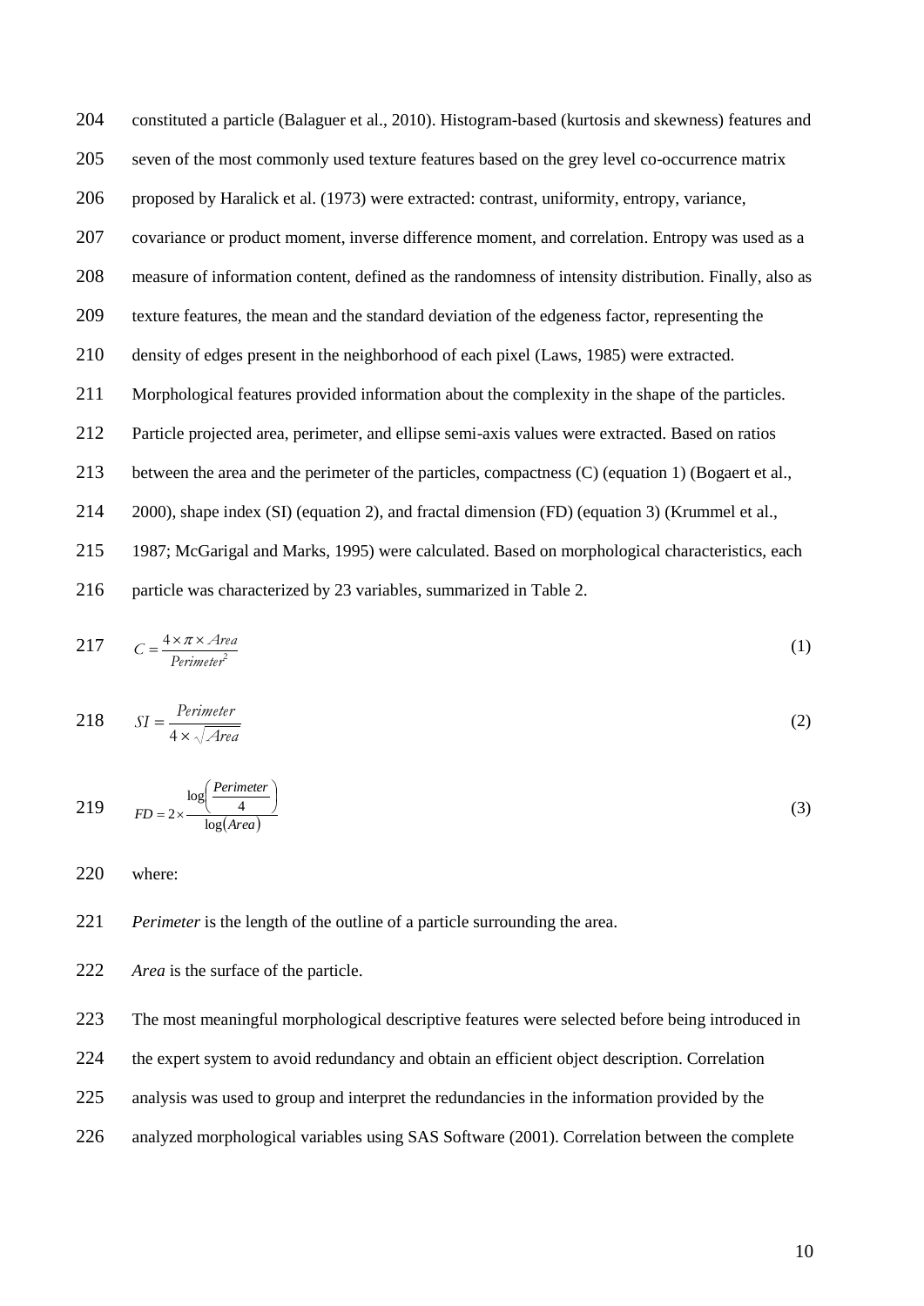constituted a particle (Balaguer et al., 2010). Histogram-based (kurtosis and skewness) features and seven of the most commonly used texture features based on the grey level co-occurrence matrix proposed by Haralick et al. (1973) were extracted: contrast, uniformity, entropy, variance, covariance or product moment, inverse difference moment, and correlation. Entropy was used as a measure of information content, defined as the randomness of intensity distribution. Finally, also as texture features, the mean and the standard deviation of the edgeness factor, representing the density of edges present in the neighborhood of each pixel (Laws, 1985) were extracted.

Morphological features provided information about the complexity in the shape of the particles. Particle projected area, perimeter, and ellipse semi-axis values were extracted. Based on ratios between the area and the perimeter of the particles, compactness (C) (equation 1) (Bogaert et al., 2000), shape index (SI) (equation 2), and fractal dimension (FD) (equation 3) (Krummel et al., 1987; McGarigal and Marks, 1995) were calculated. Based on morphological characteristics, each particle was characterized by 23 variables, summarized in Table 2.

$$C = \frac{4 \times \pi \times Area}{Perimeter^2} \tag{1}$$

$$SI = \frac{Perimeter}{4 \times \sqrt{Area}} \tag{2}$$

$$FD = 2 \times \frac{\log\left(\frac{Perimeter}{4}\right)}{\log(Area)} \tag{3}$$

where:

*Perimeter* is the length of the outline of a particle surrounding the area.

*Area* is the surface of the particle.

The most meaningful morphological descriptive features were selected before being introduced in the expert system to avoid redundancy and obtain an efficient object description. Correlation analysis was used to group and interpret the redundancies in the information provided by the analyzed morphological variables using SAS Software (2001). Correlation between the complete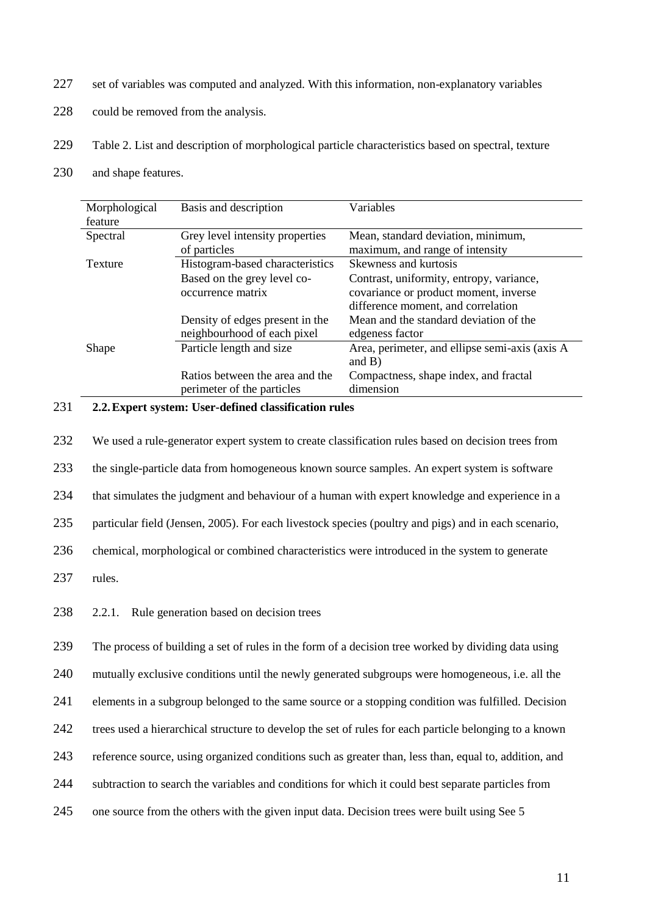set of variables was computed and analyzed. With this information, non-explanatory variables could be removed from the analysis.

Table 2. List and description of morphological particle characteristics based on spectral, texture and shape features.

| Morphological feature | Basis and description | Variables |
|---|---|---|
| Spectral | Grey level intensity properties of particles | Mean, standard deviation, minimum, maximum, and range of intensity |
| Texture | Histogram-based characteristics | Skewness and kurtosis |
| | Based on the grey level co-occurrence matrix | Contrast, uniformity, entropy, variance, covariance or product moment, inverse difference moment, and correlation |
| | Density of edges present in the neighbourhood of each pixel | Mean and the standard deviation of the edgeness factor |
| Shape | Particle length and size | Area, perimeter, and ellipse semi-axis (axis A and B) |
| | Ratios between the area and the perimeter of the particles | Compactness, shape index, and fractal dimension |

### 2.2. Expert system: User-defined classification rules

We used a rule-generator expert system to create classification rules based on decision trees from the single-particle data from homogeneous known source samples. An expert system is software that simulates the judgment and behaviour of a human with expert knowledge and experience in a particular field (Jensen, 2005). For each livestock species (poultry and pigs) and in each scenario, chemical, morphological or combined characteristics were introduced in the system to generate rules.

#### 2.2.1. Rule generation based on decision trees

The process of building a set of rules in the form of a decision tree worked by dividing data using mutually exclusive conditions until the newly generated subgroups were homogeneous, i.e. all the elements in a subgroup belonged to the same source or a stopping condition was fulfilled. Decision trees used a hierarchical structure to develop the set of rules for each particle belonging to a known reference source, using organized conditions such as greater than, less than, equal to, addition, and subtraction to search the variables and conditions for which it could best separate particles from one source from the others with the given input data. Decision trees were built using See 5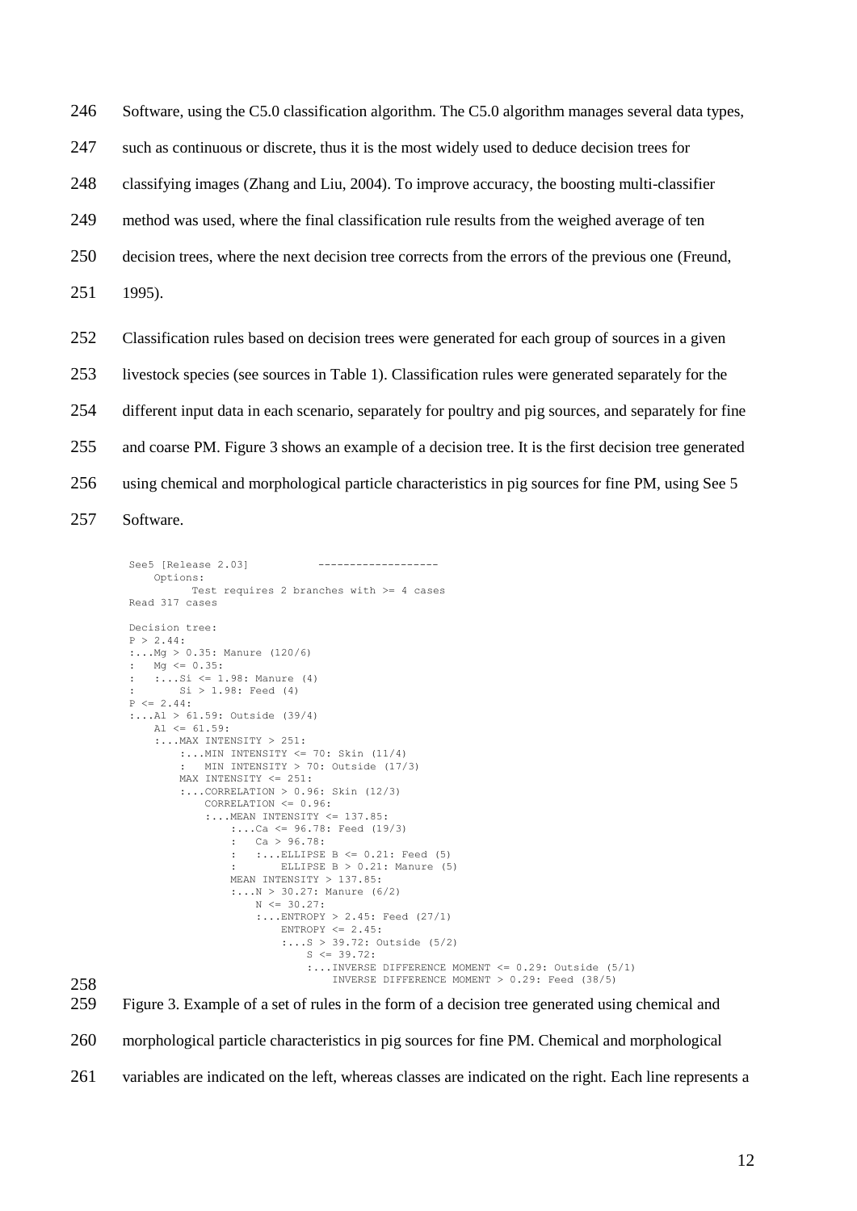Software, using the C5.0 classification algorithm. The C5.0 algorithm manages several data types, such as continuous or discrete, thus it is the most widely used to deduce decision trees for classifying images (Zhang and Liu, 2004). To improve accuracy, the boosting multi-classifier method was used, where the final classification rule results from the weighed average of ten decision trees, where the next decision tree corrects from the errors of the previous one (Freund, 1995).

Classification rules based on decision trees were generated for each group of sources in a given livestock species (see sources in Table 1). Classification rules were generated separately for the different input data in each scenario, separately for poultry and pig sources, and separately for fine and coarse PM. Figure 3 shows an example of a decision tree. It is the first decision tree generated using chemical and morphological particle characteristics in pig sources for fine PM, using See 5 Software.

```
See5 [Release 2.03]          -------------------
    Options:
         Test requires 2 branches with >= 4 cases
Read 317 cases

Decision tree:
P > 2.44:
:...Mg > 0.35: Manure (120/6)
:   Mg <= 0.35:
:   :...Si <= 1.98: Manure (4)
:       Si > 1.98: Feed (4)
P <= 2.44:
:...Al > 61.59: Outside (39/4)
    Al <= 61.59:
    :...MAX INTENSITY > 251:
        :...MIN INTENSITY <= 70: Skin (11/4)
        :   MIN INTENSITY > 70: Outside (17/3)
        MAX INTENSITY <= 251:
        :...CORRELATION > 0.96: Skin (12/3)
            CORRELATION <= 0.96:
            :...MEAN INTENSITY <= 137.85:
                :...Ca <= 96.78: Feed (19/3)
                :   Ca > 96.78:
                :   :...ELLIPSE B <= 0.21: Feed (5)
                :       ELLIPSE B > 0.21: Manure (5)
                MEAN INTENSITY > 137.85:
                :...N > 30.27: Manure (6/2)
                    N <= 30.27:
                    :...ENTROPY > 2.45: Feed (27/1)
                        ENTROPY <= 2.45:
                        :...S > 39.72: Outside (5/2)
                            S <= 39.72:
                            :...INVERSE DIFFERENCE MOMENT <= 0.29: Outside (5/1)
                                INVERSE DIFFERENCE MOMENT > 0.29: Feed (38/5)
```

Figure 3. Example of a set of rules in the form of a decision tree generated using chemical and morphological particle characteristics in pig sources for fine PM. Chemical and morphological variables are indicated on the left, whereas classes are indicated on the right. Each line represents a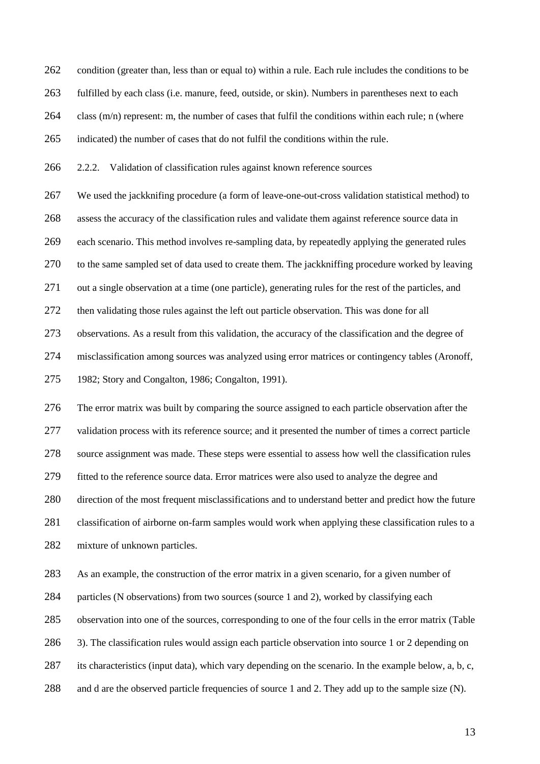condition (greater than, less than or equal to) within a rule. Each rule includes the conditions to be fulfilled by each class (i.e. manure, feed, outside, or skin). Numbers in parentheses next to each class (m/n) represent: m, the number of cases that fulfil the conditions within each rule; n (where indicated) the number of cases that do not fulfil the conditions within the rule.

### 2.2.2. Validation of classification rules against known reference sources

We used the jackknifing procedure (a form of leave-one-out-cross validation statistical method) to assess the accuracy of the classification rules and validate them against reference source data in each scenario. This method involves re-sampling data, by repeatedly applying the generated rules to the same sampled set of data used to create them. The jackkniffing procedure worked by leaving out a single observation at a time (one particle), generating rules for the rest of the particles, and then validating those rules against the left out particle observation. This was done for all observations. As a result from this validation, the accuracy of the classification and the degree of misclassification among sources was analyzed using error matrices or contingency tables (Aronoff, 1982; Story and Congalton, 1986; Congalton, 1991).

The error matrix was built by comparing the source assigned to each particle observation after the validation process with its reference source; and it presented the number of times a correct particle source assignment was made. These steps were essential to assess how well the classification rules fitted to the reference source data. Error matrices were also used to analyze the degree and direction of the most frequent misclassifications and to understand better and predict how the future classification of airborne on-farm samples would work when applying these classification rules to a mixture of unknown particles.

As an example, the construction of the error matrix in a given scenario, for a given number of particles (N observations) from two sources (source 1 and 2), worked by classifying each observation into one of the sources, corresponding to one of the four cells in the error matrix (Table 3). The classification rules would assign each particle observation into source 1 or 2 depending on its characteristics (input data), which vary depending on the scenario. In the example below, a, b, c, and d are the observed particle frequencies of source 1 and 2. They add up to the sample size (N).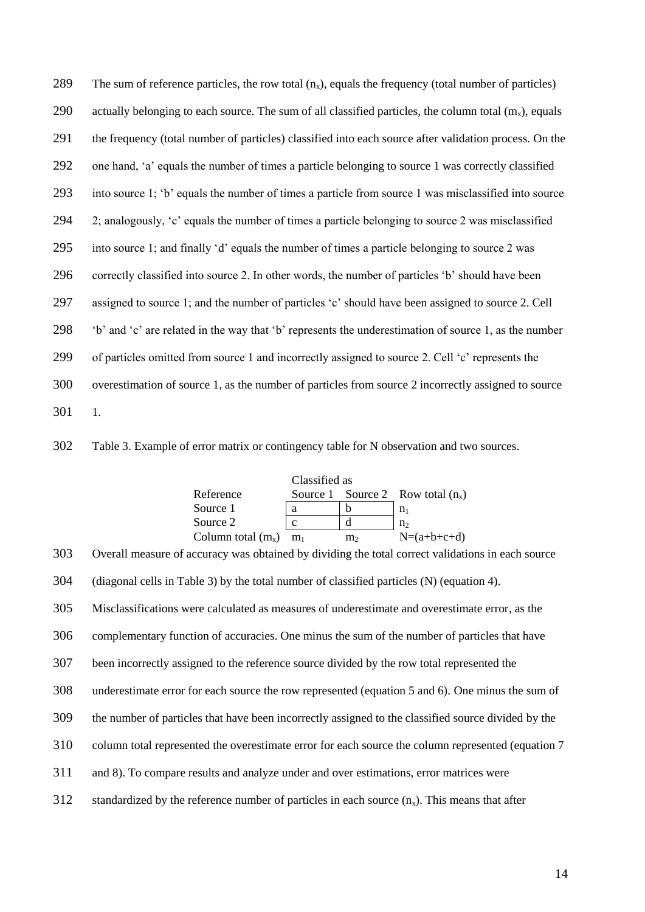The sum of reference particles, the row total ($n_x$), equals the frequency (total number of particles) actually belonging to each source. The sum of all classified particles, the column total ($m_x$), equals the frequency (total number of particles) classified into each source after validation process. On the one hand, 'a' equals the number of times a particle belonging to source 1 was correctly classified into source 1; 'b' equals the number of times a particle from source 1 was misclassified into source 2; analogously, 'c' equals the number of times a particle belonging to source 2 was misclassified into source 1; and finally 'd' equals the number of times a particle belonging to source 2 was correctly classified into source 2. In other words, the number of particles 'b' should have been assigned to source 1; and the number of particles 'c' should have been assigned to source 2. Cell 'b' and 'c' are related in the way that 'b' represents the underestimation of source 1, as the number of particles omitted from source 1 and incorrectly assigned to source 2. Cell 'c' represents the overestimation of source 1, as the number of particles from source 2 incorrectly assigned to source 1.

Table 3. Example of error matrix or contingency table for N observation and two sources.

| | Classified as | | |
|---|---|---|---|
| Reference | Source 1 | Source 2 | Row total ($n_x$) |
| Source 1 | a | b | $n_1$ |
| Source 2 | c | d | $n_2$ |
| Column total ($m_x$) | $m_1$ | $m_2$ | N=(a+b+c+d) |

Overall measure of accuracy was obtained by dividing the total correct validations in each source (diagonal cells in Table 3) by the total number of classified particles (N) (equation 4). Misclassifications were calculated as measures of underestimate and overestimate error, as the complementary function of accuracies. One minus the sum of the number of particles that have been incorrectly assigned to the reference source divided by the row total represented the underestimate error for each source the row represented (equation 5 and 6). One minus the sum of the number of particles that have been incorrectly assigned to the classified source divided by the column total represented the overestimate error for each source the column represented (equation 7 and 8). To compare results and analyze under and over estimations, error matrices were standardized by the reference number of particles in each source ($n_x$). This means that after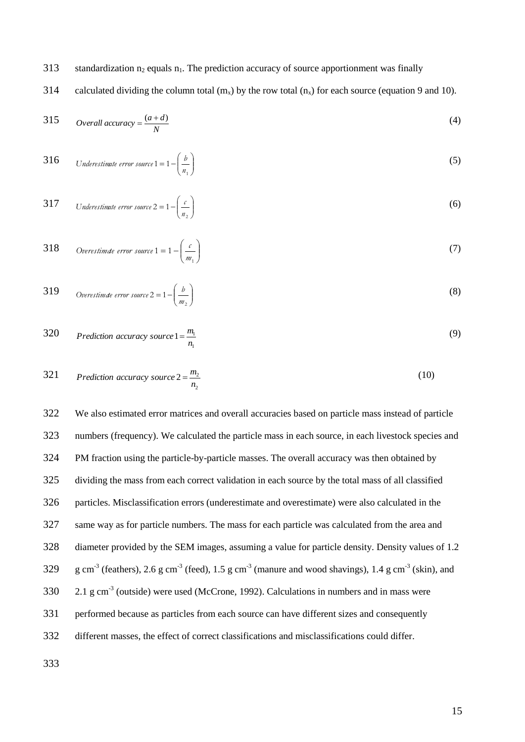standardization $n_2$ equals $n_1$. The prediction accuracy of source apportionment was finally calculated dividing the column total ($m_x$) by the row total ($n_x$) for each source (equation 9 and 10).

$$Overall\ accuracy = \frac{(a+d)}{N} \tag{4}$$

$$Underestimate\ error\ source\ 1 = 1 - \left(\frac{b}{n_1}\right) \tag{5}$$

$$Underestimate\ error\ source\ 2 = 1 - \left(\frac{c}{n_2}\right) \tag{6}$$

$$Overestimate\ error\ source\ 1 = 1 - \left(\frac{c}{m_1}\right) \tag{7}$$

$$Overestimate\ error\ source\ 2 = 1 - \left(\frac{b}{m_2}\right) \tag{8}$$

$$Prediction\ accuracy\ source\ 1 = \frac{m_1}{n_1} \tag{9}$$

$$Prediction\ accuracy\ source\ 2 = \frac{m_2}{n_2} \tag{10}$$

We also estimated error matrices and overall accuracies based on particle mass instead of particle numbers (frequency). We calculated the particle mass in each source, in each livestock species and PM fraction using the particle-by-particle masses. The overall accuracy was then obtained by dividing the mass from each correct validation in each source by the total mass of all classified particles. Misclassification errors (underestimate and overestimate) were also calculated in the same way as for particle numbers. The mass for each particle was calculated from the area and diameter provided by the SEM images, assuming a value for particle density. Density values of 1.2 g $cm^{-3}$ (feathers), 2.6 g $cm^{-3}$ (feed), 1.5 g $cm^{-3}$ (manure and wood shavings), 1.4 g $cm^{-3}$ (skin), and 2.1 g $cm^{-3}$ (outside) were used (McCrone, 1992). Calculations in numbers and in mass were performed because as particles from each source can have different sizes and consequently different masses, the effect of correct classifications and misclassifications could differ.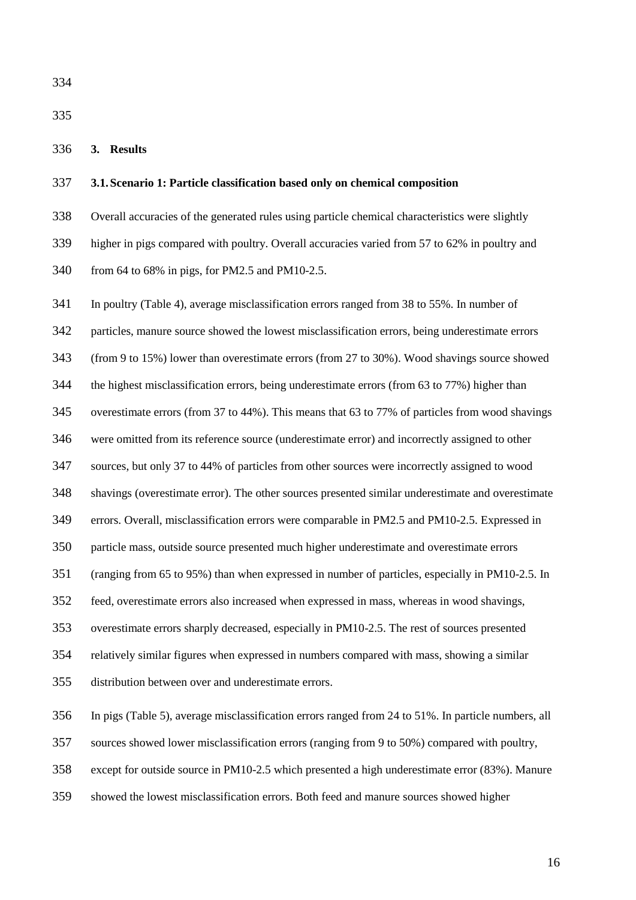## 3. Results

### 3.1. Scenario 1: Particle classification based only on chemical composition

Overall accuracies of the generated rules using particle chemical characteristics were slightly higher in pigs compared with poultry. Overall accuracies varied from 57 to 62% in poultry and from 64 to 68% in pigs, for PM2.5 and PM10-2.5.

In poultry (Table 4), average misclassification errors ranged from 38 to 55%. In number of particles, manure source showed the lowest misclassification errors, being underestimate errors (from 9 to 15%) lower than overestimate errors (from 27 to 30%). Wood shavings source showed the highest misclassification errors, being underestimate errors (from 63 to 77%) higher than overestimate errors (from 37 to 44%). This means that 63 to 77% of particles from wood shavings were omitted from its reference source (underestimate error) and incorrectly assigned to other sources, but only 37 to 44% of particles from other sources were incorrectly assigned to wood shavings (overestimate error). The other sources presented similar underestimate and overestimate errors. Overall, misclassification errors were comparable in PM2.5 and PM10-2.5. Expressed in particle mass, outside source presented much higher underestimate and overestimate errors (ranging from 65 to 95%) than when expressed in number of particles, especially in PM10-2.5. In feed, overestimate errors also increased when expressed in mass, whereas in wood shavings, overestimate errors sharply decreased, especially in PM10-2.5. The rest of sources presented relatively similar figures when expressed in numbers compared with mass, showing a similar distribution between over and underestimate errors.

In pigs (Table 5), average misclassification errors ranged from 24 to 51%. In particle numbers, all sources showed lower misclassification errors (ranging from 9 to 50%) compared with poultry, except for outside source in PM10-2.5 which presented a high underestimate error (83%). Manure showed the lowest misclassification errors. Both feed and manure sources showed higher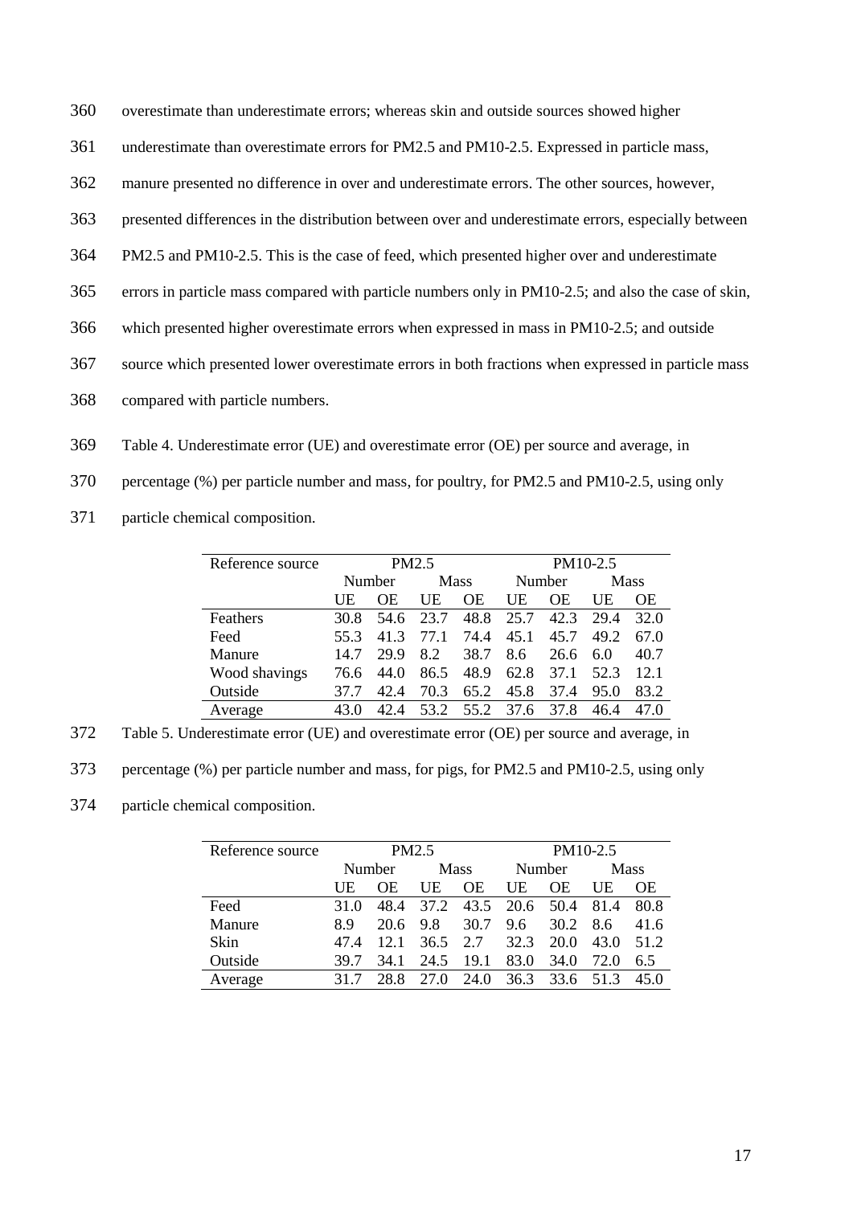overestimate than underestimate errors; whereas skin and outside sources showed higher underestimate than overestimate errors for PM2.5 and PM10-2.5. Expressed in particle mass, manure presented no difference in over and underestimate errors. The other sources, however, presented differences in the distribution between over and underestimate errors, especially between PM2.5 and PM10-2.5. This is the case of feed, which presented higher over and underestimate errors in particle mass compared with particle numbers only in PM10-2.5; and also the case of skin, which presented higher overestimate errors when expressed in mass in PM10-2.5; and outside source which presented lower overestimate errors in both fractions when expressed in particle mass compared with particle numbers.

Table 4. Underestimate error (UE) and overestimate error (OE) per source and average, in percentage (%) per particle number and mass, for poultry, for PM2.5 and PM10-2.5, using only particle chemical composition.

| Reference source | PM2.5 | | | | PM10-2.5 | | | |
|---|---|---|---|---|---|---|---|---|
| | Number | | Mass | | Number | | Mass | |
| | UE | OE | UE | OE | UE | OE | UE | OE |
| Feathers | 30.8 | 54.6 | 23.7 | 48.8 | 25.7 | 42.3 | 29.4 | 32.0 |
| Feed | 55.3 | 41.3 | 77.1 | 74.4 | 45.1 | 45.7 | 49.2 | 67.0 |
| Manure | 14.7 | 29.9 | 8.2 | 38.7 | 8.6 | 26.6 | 6.0 | 40.7 |
| Wood shavings | 76.6 | 44.0 | 86.5 | 48.9 | 62.8 | 37.1 | 52.3 | 12.1 |
| Outside | 37.7 | 42.4 | 70.3 | 65.2 | 45.8 | 37.4 | 95.0 | 83.2 |
| Average | 43.0 | 42.4 | 53.2 | 55.2 | 37.6 | 37.8 | 46.4 | 47.0 |

Table 5. Underestimate error (UE) and overestimate error (OE) per source and average, in percentage (%) per particle number and mass, for pigs, for PM2.5 and PM10-2.5, using only particle chemical composition.

| Reference source | PM2.5 | | | | PM10-2.5 | | | |
|---|---|---|---|---|---|---|---|---|
| | Number | | Mass | | Number | | Mass | |
| | UE | OE | UE | OE | UE | OE | UE | OE |
| Feed | 31.0 | 48.4 | 37.2 | 43.5 | 20.6 | 50.4 | 81.4 | 80.8 |
| Manure | 8.9 | 20.6 | 9.8 | 30.7 | 9.6 | 30.2 | 8.6 | 41.6 |
| Skin | 47.4 | 12.1 | 36.5 | 2.7 | 32.3 | 20.0 | 43.0 | 51.2 |
| Outside | 39.7 | 34.1 | 24.5 | 19.1 | 83.0 | 34.0 | 72.0 | 6.5 |
| Average | 31.7 | 28.8 | 27.0 | 24.0 | 36.3 | 33.6 | 51.3 | 45.0 |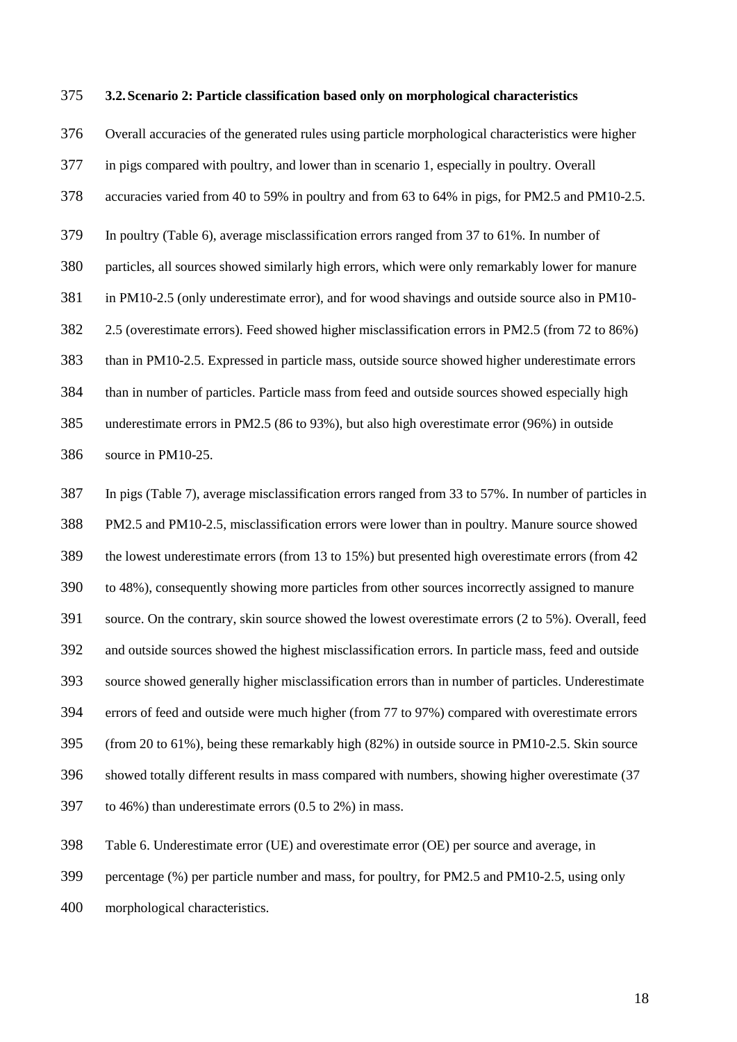### 3.2. Scenario 2: Particle classification based only on morphological characteristics

Overall accuracies of the generated rules using particle morphological characteristics were higher in pigs compared with poultry, and lower than in scenario 1, especially in poultry. Overall accuracies varied from 40 to 59% in poultry and from 63 to 64% in pigs, for PM2.5 and PM10-2.5.

In poultry (Table 6), average misclassification errors ranged from 37 to 61%. In number of particles, all sources showed similarly high errors, which were only remarkably lower for manure in PM10-2.5 (only underestimate error), and for wood shavings and outside source also in PM10-2.5 (overestimate errors). Feed showed higher misclassification errors in PM2.5 (from 72 to 86%) than in PM10-2.5. Expressed in particle mass, outside source showed higher underestimate errors than in number of particles. Particle mass from feed and outside sources showed especially high underestimate errors in PM2.5 (86 to 93%), but also high overestimate error (96%) in outside source in PM10-25.

In pigs (Table 7), average misclassification errors ranged from 33 to 57%. In number of particles in PM2.5 and PM10-2.5, misclassification errors were lower than in poultry. Manure source showed the lowest underestimate errors (from 13 to 15%) but presented high overestimate errors (from 42 to 48%), consequently showing more particles from other sources incorrectly assigned to manure source. On the contrary, skin source showed the lowest overestimate errors (2 to 5%). Overall, feed and outside sources showed the highest misclassification errors. In particle mass, feed and outside source showed generally higher misclassification errors than in number of particles. Underestimate errors of feed and outside were much higher (from 77 to 97%) compared with overestimate errors (from 20 to 61%), being these remarkably high (82%) in outside source in PM10-2.5. Skin source showed totally different results in mass compared with numbers, showing higher overestimate (37 to 46%) than underestimate errors (0.5 to 2%) in mass.

Table 6. Underestimate error (UE) and overestimate error (OE) per source and average, in percentage (%) per particle number and mass, for poultry, for PM2.5 and PM10-2.5, using only morphological characteristics.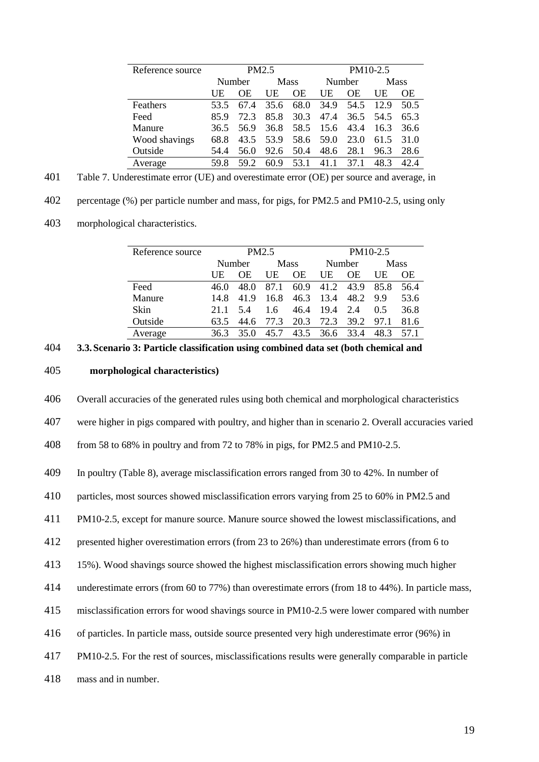| Reference source | PM2.5 | | | | PM10-2.5 | | | |
|---|---|---|---|---|---|---|---|---|
| | Number | | Mass | | Number | | Mass | |
| | UE | OE | UE | OE | UE | OE | UE | OE |
| Feathers | 53.5 | 67.4 | 35.6 | 68.0 | 34.9 | 54.5 | 12.9 | 50.5 |
| Feed | 85.9 | 72.3 | 85.8 | 30.3 | 47.4 | 36.5 | 54.5 | 65.3 |
| Manure | 36.5 | 56.9 | 36.8 | 58.5 | 15.6 | 43.4 | 16.3 | 36.6 |
| Wood shavings | 68.8 | 43.5 | 53.9 | 58.6 | 59.0 | 23.0 | 61.5 | 31.0 |
| Outside | 54.4 | 56.0 | 92.6 | 50.4 | 48.6 | 28.1 | 96.3 | 28.6 |
| Average | 59.8 | 59.2 | 60.9 | 53.1 | 41.1 | 37.1 | 48.3 | 42.4 |

Table 7. Underestimate error (UE) and overestimate error (OE) per source and average, in percentage (%) per particle number and mass, for pigs, for PM2.5 and PM10-2.5, using only morphological characteristics.

| Reference source | PM2.5 | | | | PM10-2.5 | | | |
|---|---|---|---|---|---|---|---|---|
| | Number | | Mass | | Number | | Mass | |
| | UE | OE | UE | OE | UE | OE | UE | OE |
| Feed | 46.0 | 48.0 | 87.1 | 60.9 | 41.2 | 43.9 | 85.8 | 56.4 |
| Manure | 14.8 | 41.9 | 16.8 | 46.3 | 13.4 | 48.2 | 9.9 | 53.6 |
| Skin | 21.1 | 5.4 | 1.6 | 46.4 | 19.4 | 2.4 | 0.5 | 36.8 |
| Outside | 63.5 | 44.6 | 77.3 | 20.3 | 72.3 | 39.2 | 97.1 | 81.6 |
| Average | 36.3 | 35.0 | 45.7 | 43.5 | 36.6 | 33.4 | 48.3 | 57.1 |

### 3.3. Scenario 3: Particle classification using combined data set (both chemical and morphological characteristics)

Overall accuracies of the generated rules using both chemical and morphological characteristics were higher in pigs compared with poultry, and higher than in scenario 2. Overall accuracies varied from 58 to 68% in poultry and from 72 to 78% in pigs, for PM2.5 and PM10-2.5.

In poultry (Table 8), average misclassification errors ranged from 30 to 42%. In number of particles, most sources showed misclassification errors varying from 25 to 60% in PM2.5 and PM10-2.5, except for manure source. Manure source showed the lowest misclassifications, and presented higher overestimation errors (from 23 to 26%) than underestimate errors (from 6 to 15%). Wood shavings source showed the highest misclassification errors showing much higher underestimate errors (from 60 to 77%) than overestimate errors (from 18 to 44%). In particle mass, misclassification errors for wood shavings source in PM10-2.5 were lower compared with number of particles. In particle mass, outside source presented very high underestimate error (96%) in PM10-2.5. For the rest of sources, misclassifications results were generally comparable in particle mass and in number.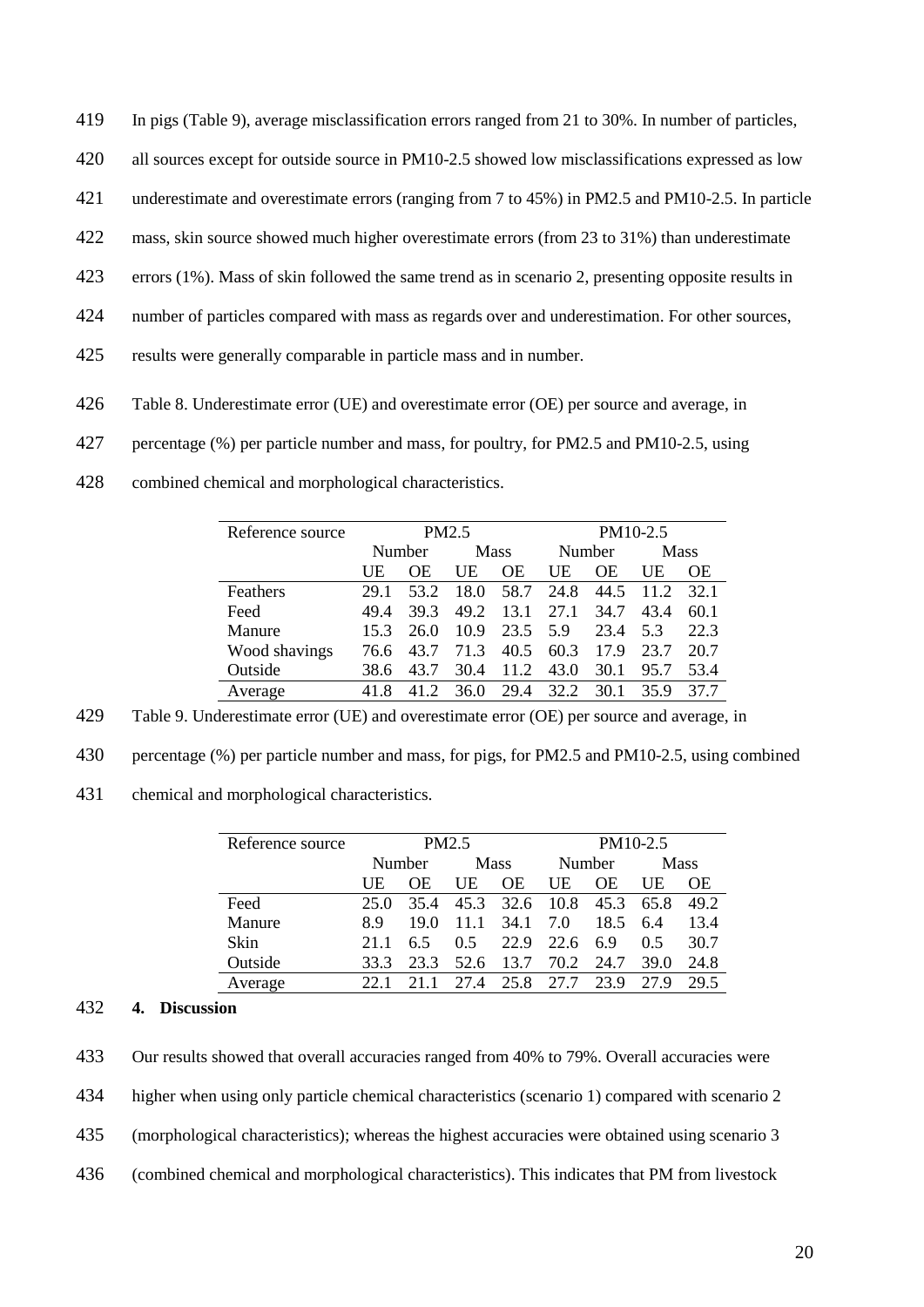In pigs (Table 9), average misclassification errors ranged from 21 to 30%. In number of particles, all sources except for outside source in PM10-2.5 showed low misclassifications expressed as low underestimate and overestimate errors (ranging from 7 to 45%) in PM2.5 and PM10-2.5. In particle mass, skin source showed much higher overestimate errors (from 23 to 31%) than underestimate errors (1%). Mass of skin followed the same trend as in scenario 2, presenting opposite results in number of particles compared with mass as regards over and underestimation. For other sources, results were generally comparable in particle mass and in number.

Table 8. Underestimate error (UE) and overestimate error (OE) per source and average, in percentage (%) per particle number and mass, for poultry, for PM2.5 and PM10-2.5, using combined chemical and morphological characteristics.

| Reference source | PM2.5 | | | | PM10-2.5 | | | |
|---|---|---|---|---|---|---|---|---|
| | Number | | Mass | | Number | | Mass | |
| | UE | OE | UE | OE | UE | OE | UE | OE |
| Feathers | 29.1 | 53.2 | 18.0 | 58.7 | 24.8 | 44.5 | 11.2 | 32.1 |
| Feed | 49.4 | 39.3 | 49.2 | 13.1 | 27.1 | 34.7 | 43.4 | 60.1 |
| Manure | 15.3 | 26.0 | 10.9 | 23.5 | 5.9 | 23.4 | 5.3 | 22.3 |
| Wood shavings | 76.6 | 43.7 | 71.3 | 40.5 | 60.3 | 17.9 | 23.7 | 20.7 |
| Outside | 38.6 | 43.7 | 30.4 | 11.2 | 43.0 | 30.1 | 95.7 | 53.4 |
| Average | 41.8 | 41.2 | 36.0 | 29.4 | 32.2 | 30.1 | 35.9 | 37.7 |

Table 9. Underestimate error (UE) and overestimate error (OE) per source and average, in percentage (%) per particle number and mass, for pigs, for PM2.5 and PM10-2.5, using combined chemical and morphological characteristics.

| Reference source | PM2.5 | | | | PM10-2.5 | | | |
|---|---|---|---|---|---|---|---|---|
| | Number | | Mass | | Number | | Mass | |
| | UE | OE | UE | OE | UE | OE | UE | OE |
| Feed | 25.0 | 35.4 | 45.3 | 32.6 | 10.8 | 45.3 | 65.8 | 49.2 |
| Manure | 8.9 | 19.0 | 11.1 | 34.1 | 7.0 | 18.5 | 6.4 | 13.4 |
| Skin | 21.1 | 6.5 | 0.5 | 22.9 | 22.6 | 6.9 | 0.5 | 30.7 |
| Outside | 33.3 | 23.3 | 52.6 | 13.7 | 70.2 | 24.7 | 39.0 | 24.8 |
| Average | 22.1 | 21.1 | 27.4 | 25.8 | 27.7 | 23.9 | 27.9 | 29.5 |

## 4. Discussion

Our results showed that overall accuracies ranged from 40% to 79%. Overall accuracies were higher when using only particle chemical characteristics (scenario 1) compared with scenario 2 (morphological characteristics); whereas the highest accuracies were obtained using scenario 3 (combined chemical and morphological characteristics). This indicates that PM from livestock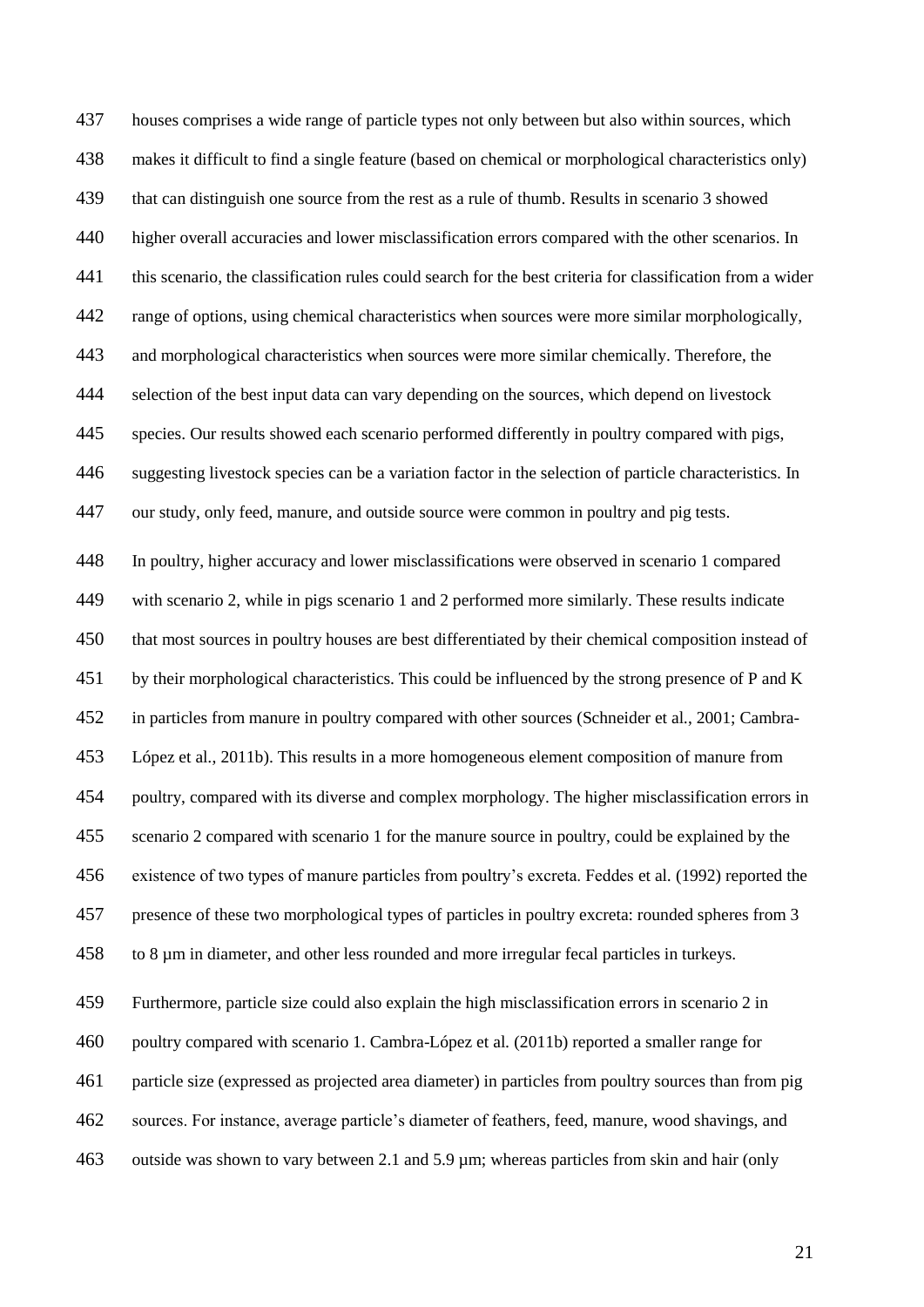houses comprises a wide range of particle types not only between but also within sources, which makes it difficult to find a single feature (based on chemical or morphological characteristics only) that can distinguish one source from the rest as a rule of thumb. Results in scenario 3 showed higher overall accuracies and lower misclassification errors compared with the other scenarios. In this scenario, the classification rules could search for the best criteria for classification from a wider range of options, using chemical characteristics when sources were more similar morphologically, and morphological characteristics when sources were more similar chemically. Therefore, the selection of the best input data can vary depending on the sources, which depend on livestock species. Our results showed each scenario performed differently in poultry compared with pigs, suggesting livestock species can be a variation factor in the selection of particle characteristics. In our study, only feed, manure, and outside source were common in poultry and pig tests.

In poultry, higher accuracy and lower misclassifications were observed in scenario 1 compared with scenario 2, while in pigs scenario 1 and 2 performed more similarly. These results indicate that most sources in poultry houses are best differentiated by their chemical composition instead of by their morphological characteristics. This could be influenced by the strong presence of P and K in particles from manure in poultry compared with other sources (Schneider et al., 2001; Cambra-López et al., 2011b). This results in a more homogeneous element composition of manure from poultry, compared with its diverse and complex morphology. The higher misclassification errors in scenario 2 compared with scenario 1 for the manure source in poultry, could be explained by the existence of two types of manure particles from poultry's excreta. Feddes et al. (1992) reported the presence of these two morphological types of particles in poultry excreta: rounded spheres from 3 to 8 µm in diameter, and other less rounded and more irregular fecal particles in turkeys.

Furthermore, particle size could also explain the high misclassification errors in scenario 2 in poultry compared with scenario 1. Cambra-López et al. (2011b) reported a smaller range for particle size (expressed as projected area diameter) in particles from poultry sources than from pig sources. For instance, average particle's diameter of feathers, feed, manure, wood shavings, and outside was shown to vary between 2.1 and 5.9 µm; whereas particles from skin and hair (only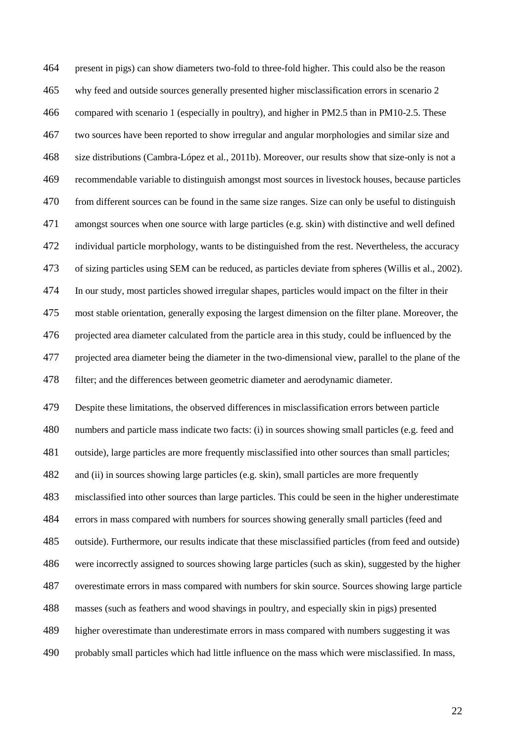present in pigs) can show diameters two-fold to three-fold higher. This could also be the reason why feed and outside sources generally presented higher misclassification errors in scenario 2 compared with scenario 1 (especially in poultry), and higher in PM2.5 than in PM10-2.5. These two sources have been reported to show irregular and angular morphologies and similar size and size distributions (Cambra-López et al., 2011b). Moreover, our results show that size-only is not a recommendable variable to distinguish amongst most sources in livestock houses, because particles from different sources can be found in the same size ranges. Size can only be useful to distinguish amongst sources when one source with large particles (e.g. skin) with distinctive and well defined individual particle morphology, wants to be distinguished from the rest. Nevertheless, the accuracy of sizing particles using SEM can be reduced, as particles deviate from spheres (Willis et al., 2002). In our study, most particles showed irregular shapes, particles would impact on the filter in their most stable orientation, generally exposing the largest dimension on the filter plane. Moreover, the projected area diameter calculated from the particle area in this study, could be influenced by the projected area diameter being the diameter in the two-dimensional view, parallel to the plane of the filter; and the differences between geometric diameter and aerodynamic diameter.

Despite these limitations, the observed differences in misclassification errors between particle numbers and particle mass indicate two facts: (i) in sources showing small particles (e.g. feed and outside), large particles are more frequently misclassified into other sources than small particles; and (ii) in sources showing large particles (e.g. skin), small particles are more frequently misclassified into other sources than large particles. This could be seen in the higher underestimate errors in mass compared with numbers for sources showing generally small particles (feed and outside). Furthermore, our results indicate that these misclassified particles (from feed and outside) were incorrectly assigned to sources showing large particles (such as skin), suggested by the higher overestimate errors in mass compared with numbers for skin source. Sources showing large particle masses (such as feathers and wood shavings in poultry, and especially skin in pigs) presented higher overestimate than underestimate errors in mass compared with numbers suggesting it was probably small particles which had little influence on the mass which were misclassified. In mass,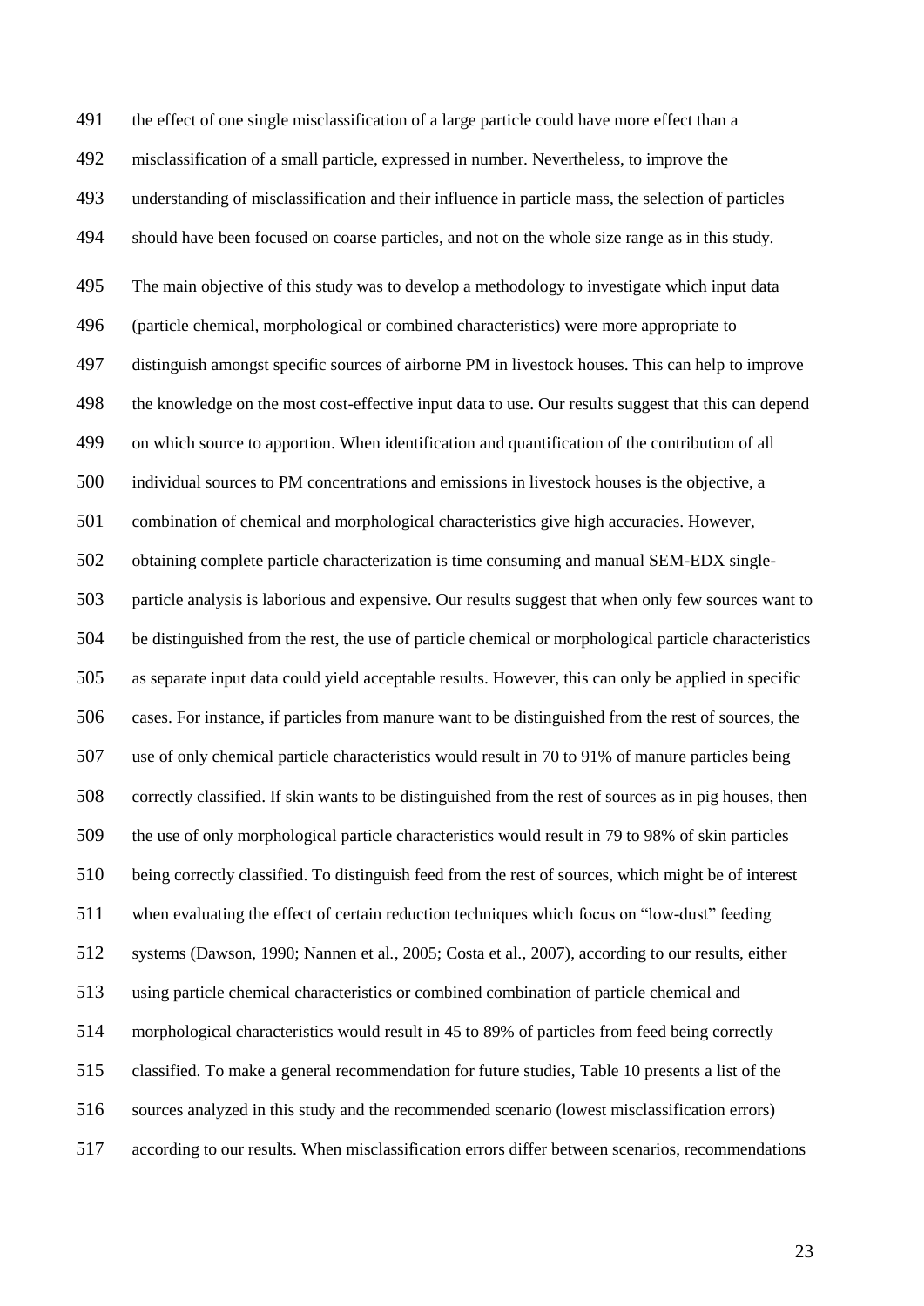the effect of one single misclassification of a large particle could have more effect than a misclassification of a small particle, expressed in number. Nevertheless, to improve the understanding of misclassification and their influence in particle mass, the selection of particles should have been focused on coarse particles, and not on the whole size range as in this study.

The main objective of this study was to develop a methodology to investigate which input data (particle chemical, morphological or combined characteristics) were more appropriate to distinguish amongst specific sources of airborne PM in livestock houses. This can help to improve the knowledge on the most cost-effective input data to use. Our results suggest that this can depend on which source to apportion. When identification and quantification of the contribution of all individual sources to PM concentrations and emissions in livestock houses is the objective, a combination of chemical and morphological characteristics give high accuracies. However, obtaining complete particle characterization is time consuming and manual SEM-EDX single-particle analysis is laborious and expensive. Our results suggest that when only few sources want to be distinguished from the rest, the use of particle chemical or morphological particle characteristics as separate input data could yield acceptable results. However, this can only be applied in specific cases. For instance, if particles from manure want to be distinguished from the rest of sources, the use of only chemical particle characteristics would result in 70 to 91% of manure particles being correctly classified. If skin wants to be distinguished from the rest of sources as in pig houses, then the use of only morphological particle characteristics would result in 79 to 98% of skin particles being correctly classified. To distinguish feed from the rest of sources, which might be of interest when evaluating the effect of certain reduction techniques which focus on "low-dust" feeding systems (Dawson, 1990; Nannen et al., 2005; Costa et al., 2007), according to our results, either using particle chemical characteristics or combined combination of particle chemical and morphological characteristics would result in 45 to 89% of particles from feed being correctly classified. To make a general recommendation for future studies, Table 10 presents a list of the sources analyzed in this study and the recommended scenario (lowest misclassification errors) according to our results. When misclassification errors differ between scenarios, recommendations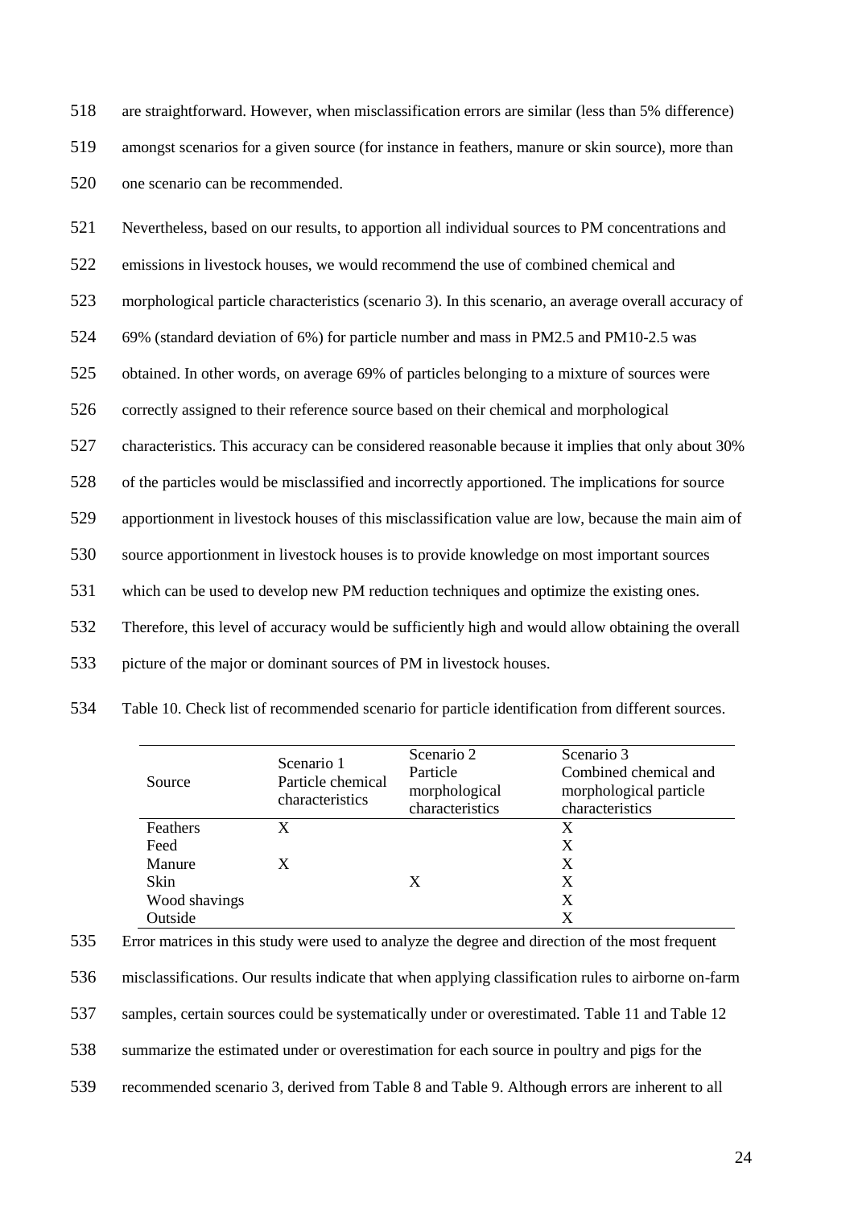are straightforward. However, when misclassification errors are similar (less than 5% difference) amongst scenarios for a given source (for instance in feathers, manure or skin source), more than one scenario can be recommended.

Nevertheless, based on our results, to apportion all individual sources to PM concentrations and emissions in livestock houses, we would recommend the use of combined chemical and morphological particle characteristics (scenario 3). In this scenario, an average overall accuracy of 69% (standard deviation of 6%) for particle number and mass in PM2.5 and PM10-2.5 was obtained. In other words, on average 69% of particles belonging to a mixture of sources were correctly assigned to their reference source based on their chemical and morphological characteristics. This accuracy can be considered reasonable because it implies that only about 30% of the particles would be misclassified and incorrectly apportioned. The implications for source apportionment in livestock houses of this misclassification value are low, because the main aim of source apportionment in livestock houses is to provide knowledge on most important sources which can be used to develop new PM reduction techniques and optimize the existing ones. Therefore, this level of accuracy would be sufficiently high and would allow obtaining the overall picture of the major or dominant sources of PM in livestock houses.

Table 10. Check list of recommended scenario for particle identification from different sources.

| Source | Scenario 1 Particle chemical characteristics | Scenario 2 Particle morphological characteristics | Scenario 3 Combined chemical and morphological particle characteristics |
|---|---|---|---|
| Feathers | X | | X |
| Feed | | | X |
| Manure | X | | X |
| Skin | | X | X |
| Wood shavings | | | X |
| Outside | | | X |

Error matrices in this study were used to analyze the degree and direction of the most frequent misclassifications. Our results indicate that when applying classification rules to airborne on-farm samples, certain sources could be systematically under or overestimated. Table 11 and Table 12 summarize the estimated under or overestimation for each source in poultry and pigs for the recommended scenario 3, derived from Table 8 and Table 9. Although errors are inherent to all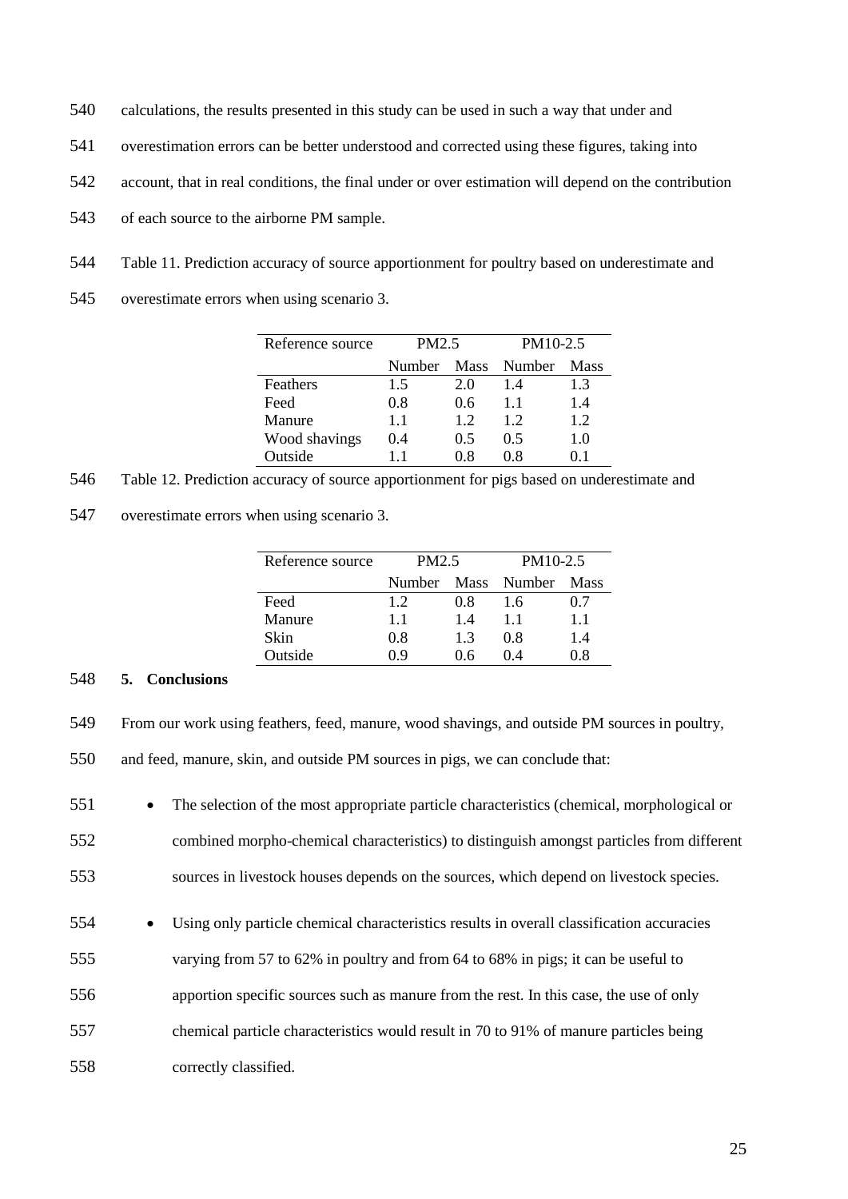calculations, the results presented in this study can be used in such a way that under and overestimation errors can be better understood and corrected using these figures, taking into account, that in real conditions, the final under or over estimation will depend on the contribution of each source to the airborne PM sample.

Table 11. Prediction accuracy of source apportionment for poultry based on underestimate and overestimate errors when using scenario 3.

| Reference source | PM2.5 | | PM10-2.5 | |
|---|---|---|---|---|
| | Number | Mass | Number | Mass |
| Feathers | 1.5 | 2.0 | 1.4 | 1.3 |
| Feed | 0.8 | 0.6 | 1.1 | 1.4 |
| Manure | 1.1 | 1.2 | 1.2 | 1.2 |
| Wood shavings | 0.4 | 0.5 | 0.5 | 1.0 |
| Outside | 1.1 | 0.8 | 0.8 | 0.1 |

Table 12. Prediction accuracy of source apportionment for pigs based on underestimate and overestimate errors when using scenario 3.

| Reference source | PM2.5 | | PM10-2.5 | |
|---|---|---|---|---|
| | Number | Mass | Number | Mass |
| Feed | 1.2 | 0.8 | 1.6 | 0.7 |
| Manure | 1.1 | 1.4 | 1.1 | 1.1 |
| Skin | 0.8 | 1.3 | 0.8 | 1.4 |
| Outside | 0.9 | 0.6 | 0.4 | 0.8 |

## 5. Conclusions

From our work using feathers, feed, manure, wood shavings, and outside PM sources in poultry, and feed, manure, skin, and outside PM sources in pigs, we can conclude that:

- The selection of the most appropriate particle characteristics (chemical, morphological or combined morpho-chemical characteristics) to distinguish amongst particles from different sources in livestock houses depends on the sources, which depend on livestock species.
- Using only particle chemical characteristics results in overall classification accuracies varying from 57 to 62% in poultry and from 64 to 68% in pigs; it can be useful to apportion specific sources such as manure from the rest. In this case, the use of only chemical particle characteristics would result in 70 to 91% of manure particles being correctly classified.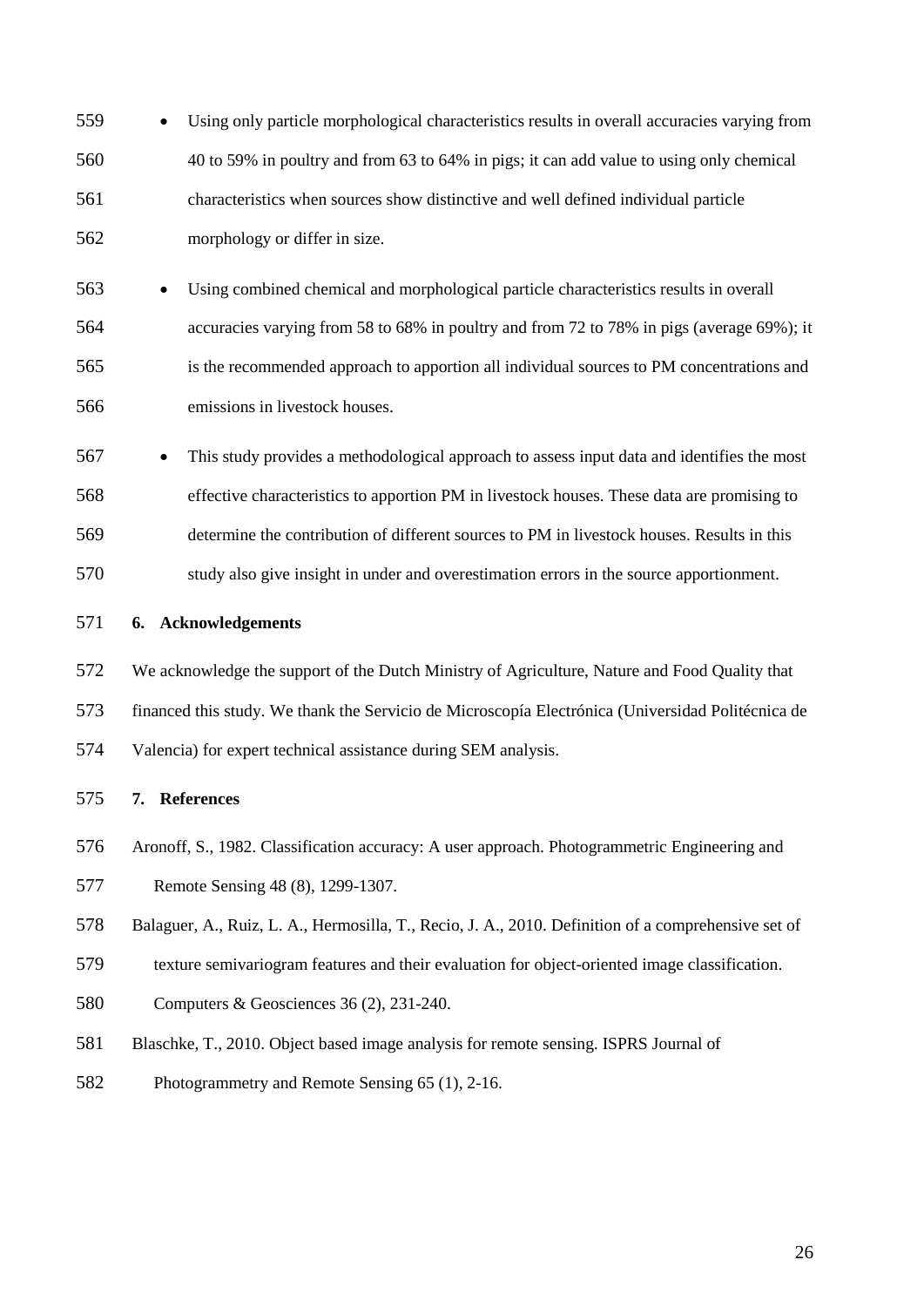- Using only particle morphological characteristics results in overall accuracies varying from 40 to 59% in poultry and from 63 to 64% in pigs; it can add value to using only chemical characteristics when sources show distinctive and well defined individual particle morphology or differ in size.
- Using combined chemical and morphological particle characteristics results in overall accuracies varying from 58 to 68% in poultry and from 72 to 78% in pigs (average 69%); it is the recommended approach to apportion all individual sources to PM concentrations and emissions in livestock houses.
- This study provides a methodological approach to assess input data and identifies the most effective characteristics to apportion PM in livestock houses. These data are promising to determine the contribution of different sources to PM in livestock houses. Results in this study also give insight in under and overestimation errors in the source apportionment.

## 6. Acknowledgements

We acknowledge the support of the Dutch Ministry of Agriculture, Nature and Food Quality that financed this study. We thank the Servicio de Microscopía Electrónica (Universidad Politécnica de Valencia) for expert technical assistance during SEM analysis.

## 7. References

Aronoff, S., 1982. Classification accuracy: A user approach. Photogrammetric Engineering and Remote Sensing 48 (8), 1299-1307.

Balaguer, A., Ruiz, L. A., Hermosilla, T., Recio, J. A., 2010. Definition of a comprehensive set of texture semivariogram features and their evaluation for object-oriented image classification. Computers & Geosciences 36 (2), 231-240.

Blaschke, T., 2010. Object based image analysis for remote sensing. ISPRS Journal of Photogrammetry and Remote Sensing 65 (1), 2-16.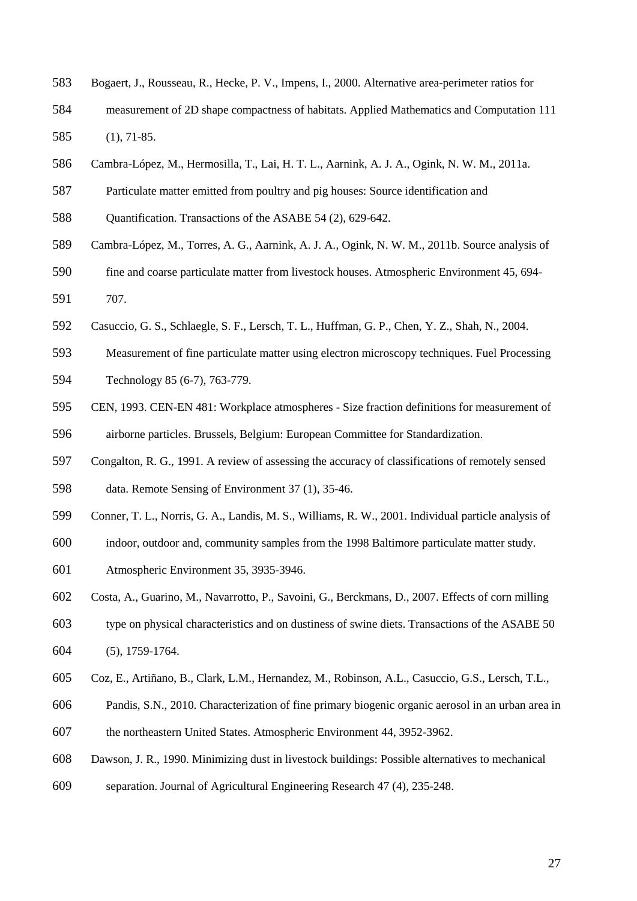Bogaert, J., Rousseau, R., Hecke, P. V., Impens, I., 2000. Alternative area-perimeter ratios for measurement of 2D shape compactness of habitats. Applied Mathematics and Computation 111 (1), 71-85.

Cambra-López, M., Hermosilla, T., Lai, H. T. L., Aarnink, A. J. A., Ogink, N. W. M., 2011a. Particulate matter emitted from poultry and pig houses: Source identification and Quantification. Transactions of the ASABE 54 (2), 629-642.

Cambra-López, M., Torres, A. G., Aarnink, A. J. A., Ogink, N. W. M., 2011b. Source analysis of fine and coarse particulate matter from livestock houses. Atmospheric Environment 45, 694-707.

Casuccio, G. S., Schlaegle, S. F., Lersch, T. L., Huffman, G. P., Chen, Y. Z., Shah, N., 2004. Measurement of fine particulate matter using electron microscopy techniques. Fuel Processing Technology 85 (6-7), 763-779.

CEN, 1993. CEN-EN 481: Workplace atmospheres - Size fraction definitions for measurement of airborne particles. Brussels, Belgium: European Committee for Standardization.

Congalton, R. G., 1991. A review of assessing the accuracy of classifications of remotely sensed data. Remote Sensing of Environment 37 (1), 35-46.

Conner, T. L., Norris, G. A., Landis, M. S., Williams, R. W., 2001. Individual particle analysis of indoor, outdoor and, community samples from the 1998 Baltimore particulate matter study. Atmospheric Environment 35, 3935-3946.

Costa, A., Guarino, M., Navarrotto, P., Savoini, G., Berckmans, D., 2007. Effects of corn milling type on physical characteristics and on dustiness of swine diets. Transactions of the ASABE 50 (5), 1759-1764.

Coz, E., Artiñano, B., Clark, L.M., Hernandez, M., Robinson, A.L., Casuccio, G.S., Lersch, T.L., Pandis, S.N., 2010. Characterization of fine primary biogenic organic aerosol in an urban area in the northeastern United States. Atmospheric Environment 44, 3952-3962.

Dawson, J. R., 1990. Minimizing dust in livestock buildings: Possible alternatives to mechanical separation. Journal of Agricultural Engineering Research 47 (4), 235-248.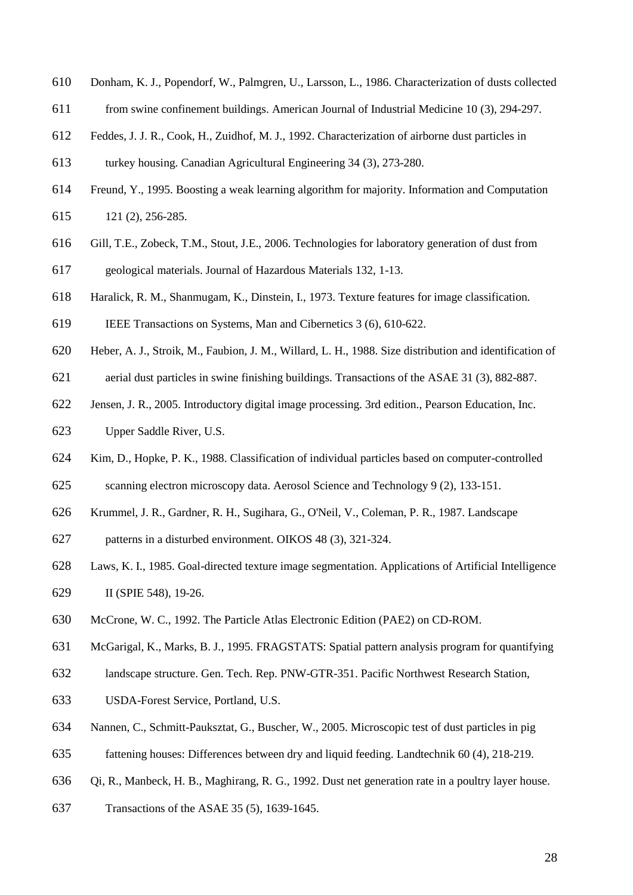Donham, K. J., Popendorf, W., Palmgren, U., Larsson, L., 1986. Characterization of dusts collected from swine confinement buildings. American Journal of Industrial Medicine 10 (3), 294-297.

Feddes, J. J. R., Cook, H., Zuidhof, M. J., 1992. Characterization of airborne dust particles in turkey housing. Canadian Agricultural Engineering 34 (3), 273-280.

Freund, Y., 1995. Boosting a weak learning algorithm for majority. Information and Computation 121 (2), 256-285.

Gill, T.E., Zobeck, T.M., Stout, J.E., 2006. Technologies for laboratory generation of dust from geological materials. Journal of Hazardous Materials 132, 1-13.

Haralick, R. M., Shanmugam, K., Dinstein, I., 1973. Texture features for image classification. IEEE Transactions on Systems, Man and Cibernetics 3 (6), 610-622.

Heber, A. J., Stroik, M., Faubion, J. M., Willard, L. H., 1988. Size distribution and identification of aerial dust particles in swine finishing buildings. Transactions of the ASAE 31 (3), 882-887.

Jensen, J. R., 2005. Introductory digital image processing. 3rd edition., Pearson Education, Inc. Upper Saddle River, U.S.

Kim, D., Hopke, P. K., 1988. Classification of individual particles based on computer-controlled scanning electron microscopy data. Aerosol Science and Technology 9 (2), 133-151.

Krummel, J. R., Gardner, R. H., Sugihara, G., O'Neil, V., Coleman, P. R., 1987. Landscape patterns in a disturbed environment. OIKOS 48 (3), 321-324.

Laws, K. I., 1985. Goal-directed texture image segmentation. Applications of Artificial Intelligence II (SPIE 548), 19-26.

McCrone, W. C., 1992. The Particle Atlas Electronic Edition (PAE2) on CD-ROM.

McGarigal, K., Marks, B. J., 1995. FRAGSTATS: Spatial pattern analysis program for quantifying landscape structure. Gen. Tech. Rep. PNW-GTR-351. Pacific Northwest Research Station, USDA-Forest Service, Portland, U.S.

Nannen, C., Schmitt-Pauksztat, G., Buscher, W., 2005. Microscopic test of dust particles in pig fattening houses: Differences between dry and liquid feeding. Landtechnik 60 (4), 218-219.

Qi, R., Manbeck, H. B., Maghirang, R. G., 1992. Dust net generation rate in a poultry layer house. Transactions of the ASAE 35 (5), 1639-1645.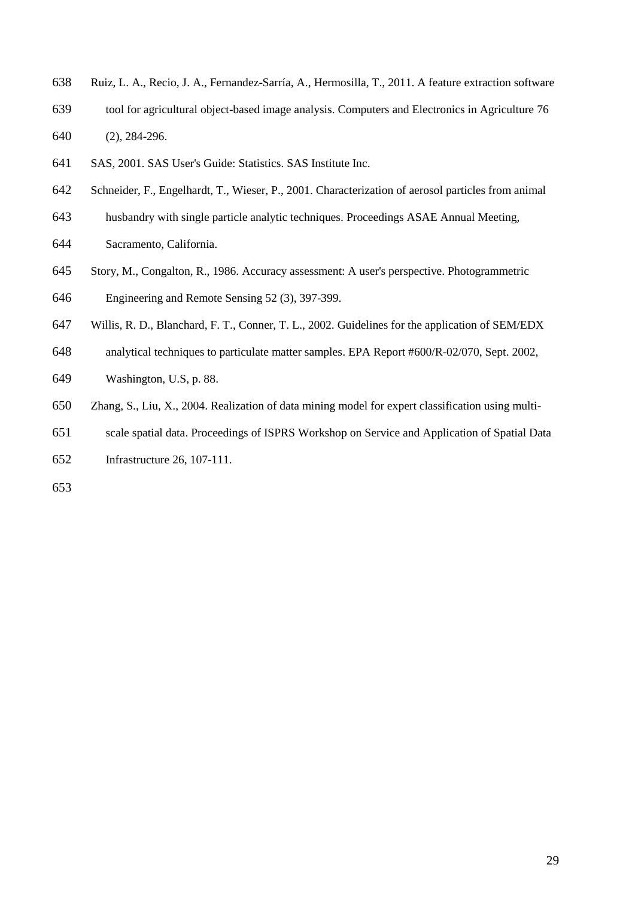Ruiz, L. A., Recio, J. A., Fernandez-Sarría, A., Hermosilla, T., 2011. A feature extraction software tool for agricultural object-based image analysis. Computers and Electronics in Agriculture 76 (2), 284-296.

SAS, 2001. SAS User's Guide: Statistics. SAS Institute Inc.

Schneider, F., Engelhardt, T., Wieser, P., 2001. Characterization of aerosol particles from animal husbandry with single particle analytic techniques. Proceedings ASAE Annual Meeting, Sacramento, California.

Story, M., Congalton, R., 1986. Accuracy assessment: A user's perspective. Photogrammetric Engineering and Remote Sensing 52 (3), 397-399.

Willis, R. D., Blanchard, F. T., Conner, T. L., 2002. Guidelines for the application of SEM/EDX analytical techniques to particulate matter samples. EPA Report #600/R-02/070, Sept. 2002, Washington, U.S, p. 88.

Zhang, S., Liu, X., 2004. Realization of data mining model for expert classification using multi-scale spatial data. Proceedings of ISPRS Workshop on Service and Application of Spatial Data Infrastructure 26, 107-111.